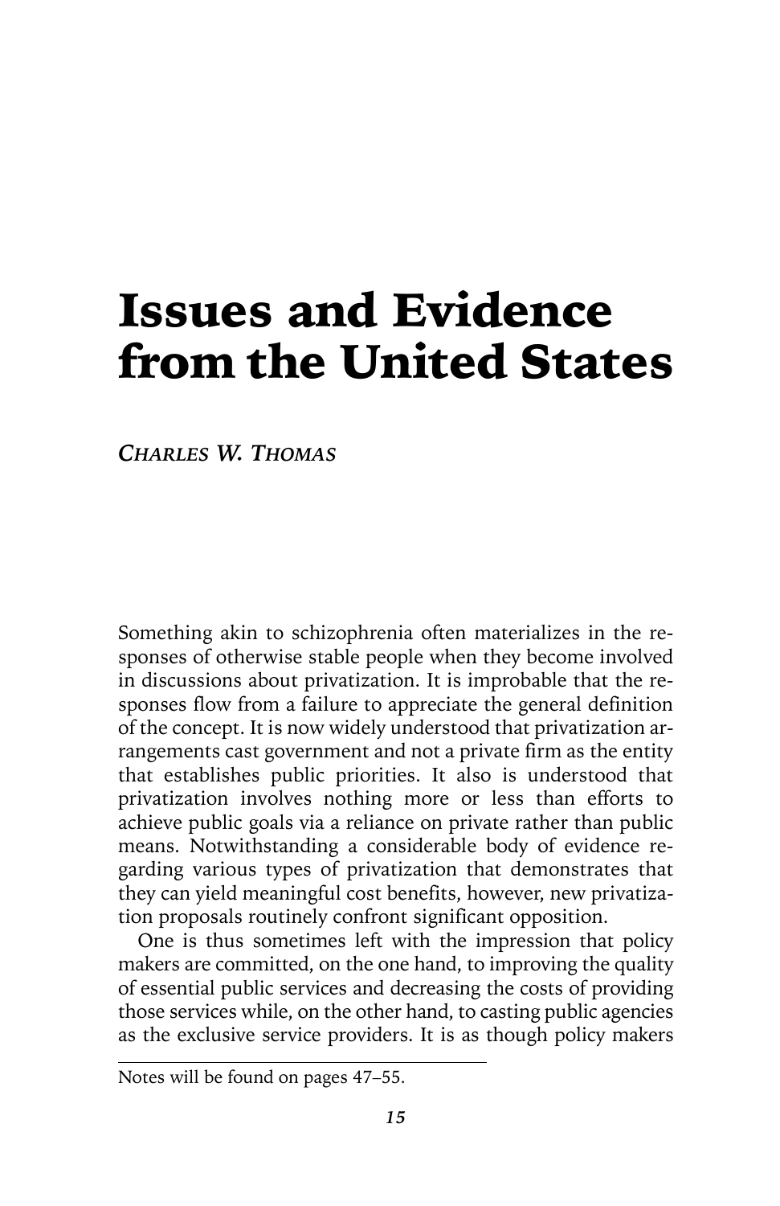# Issues and Evidence from the United States

*CHARLES W. THOMAS*

Something akin to schizophrenia often materializes in the responses of otherwise stable people when they become involved in discussions about privatization. It is improbable that the responses flow from a failure to appreciate the general definition of the concept. It is now widely understood that privatization arrangements cast government and not a private firm as the entity that establishes public priorities. It also is understood that privatization involves nothing more or less than efforts to achieve public goals via a reliance on private rather than public means. Notwithstanding a considerable body of evidence regarding various types of privatization that demonstrates that they can yield meaningful cost benefits, however, new privatization proposals routinely confront significant opposition.

One is thus sometimes left with the impression that policy makers are committed, on the one hand, to improving the quality of essential public services and decreasing the costs of providing those services while, on the other hand, to casting public agencies as the exclusive service providers. It is as though policy makers

Notes will be found on pages 47–55.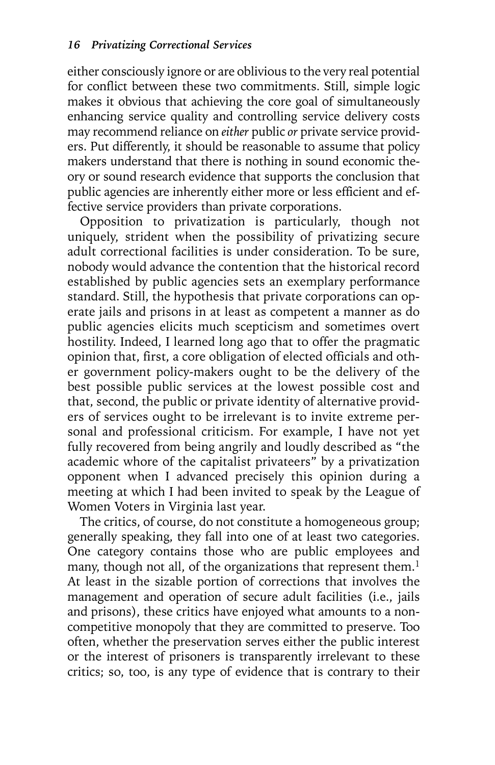either consciously ignore or are oblivious to the very real potential for conflict between these two commitments. Still, simple logic makes it obvious that achieving the core goal of simultaneously enhancing service quality and controlling service delivery costs may recommend reliance on *either* public *or* private service providers. Put differently, it should be reasonable to assume that policy makers understand that there is nothing in sound economic theory or sound research evidence that supports the conclusion that public agencies are inherently either more or less efficient and effective service providers than private corporations.

Opposition to privatization is particularly, though not uniquely, strident when the possibility of privatizing secure adult correctional facilities is under consideration. To be sure, nobody would advance the contention that the historical record established by public agencies sets an exemplary performance standard. Still, the hypothesis that private corporations can operate jails and prisons in at least as competent a manner as do public agencies elicits much scepticism and sometimes overt hostility. Indeed, I learned long ago that to offer the pragmatic opinion that, first, a core obligation of elected officials and other government policy-makers ought to be the delivery of the best possible public services at the lowest possible cost and that, second, the public or private identity of alternative providers of services ought to be irrelevant is to invite extreme personal and professional criticism. For example, I have not yet fully recovered from being angrily and loudly described as "the academic whore of the capitalist privateers" by a privatization opponent when I advanced precisely this opinion during a meeting at which I had been invited to speak by the League of Women Voters in Virginia last year.

The critics, of course, do not constitute a homogeneous group; generally speaking, they fall into one of at least two categories. One category contains those who are public employees and many, though not all, of the organizations that represent them.[1] At least in the sizable portion of corrections that involves the management and operation of secure adult facilities (i.e., jails and prisons), these critics have enjoyed what amounts to a noncompetitive monopoly that they are committed to preserve. Too often, whether the preservation serves either the public interest or the interest of prisoners is transparently irrelevant to these critics; so, too, is any type of evidence that is contrary to their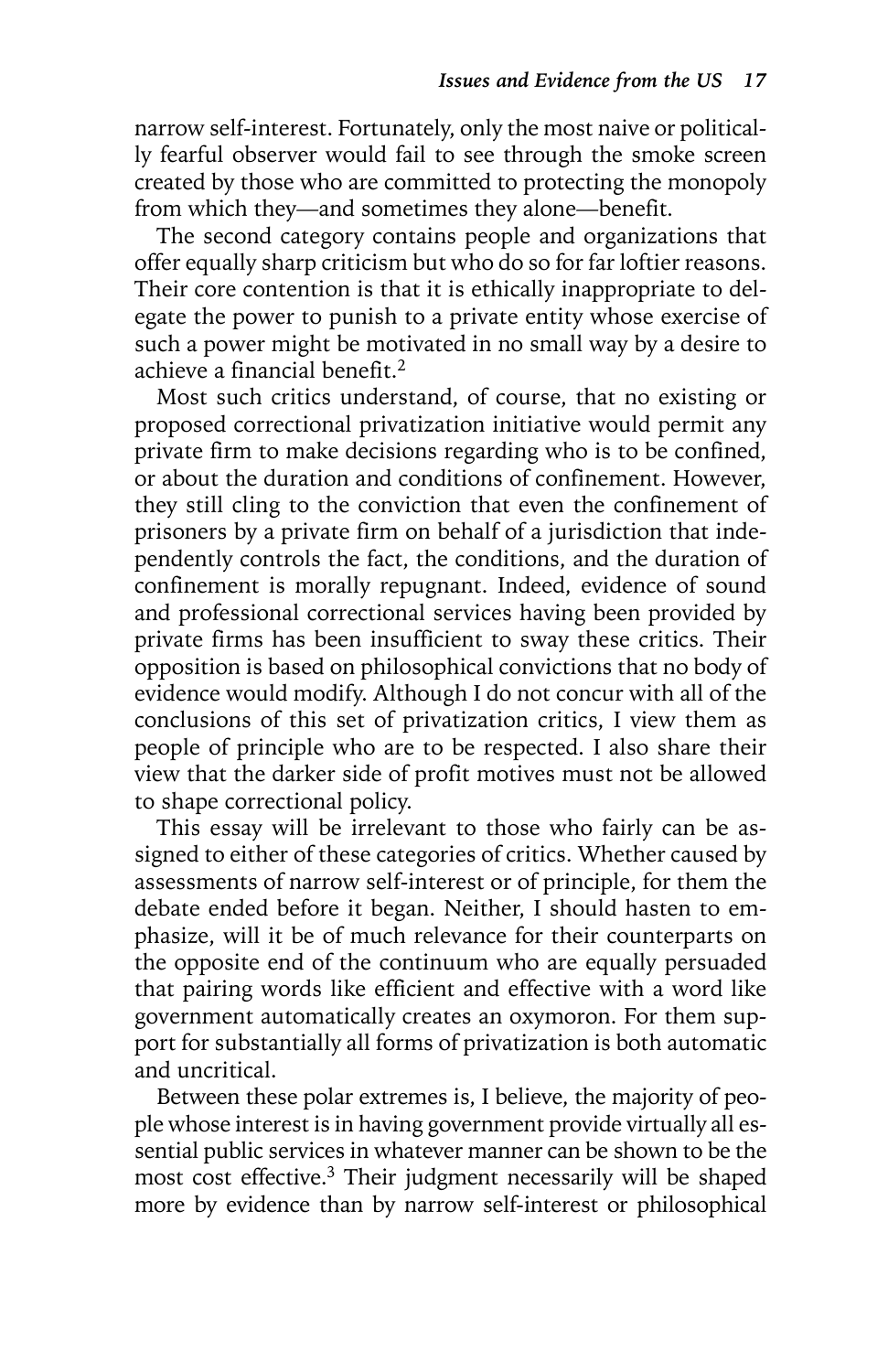narrow self-interest. Fortunately, only the most naive or politically fearful observer would fail to see through the smoke screen created by those who are committed to protecting the monopoly from which they—and sometimes they alone—benefit.

The second category contains people and organizations that offer equally sharp criticism but who do so for far loftier reasons. Their core contention is that it is ethically inappropriate to delegate the power to punish to a private entity whose exercise of such a power might be motivated in no small way by a desire to achieve a financial benefit.[2]

Most such critics understand, of course, that no existing or proposed correctional privatization initiative would permit any private firm to make decisions regarding who is to be confined, or about the duration and conditions of confinement. However, they still cling to the conviction that even the confinement of prisoners by a private firm on behalf of a jurisdiction that independently controls the fact, the conditions, and the duration of confinement is morally repugnant. Indeed, evidence of sound and professional correctional services having been provided by private firms has been insufficient to sway these critics. Their opposition is based on philosophical convictions that no body of evidence would modify. Although I do not concur with all of the conclusions of this set of privatization critics, I view them as people of principle who are to be respected. I also share their view that the darker side of profit motives must not be allowed to shape correctional policy.

This essay will be irrelevant to those who fairly can be assigned to either of these categories of critics. Whether caused by assessments of narrow self-interest or of principle, for them the debate ended before it began. Neither, I should hasten to emphasize, will it be of much relevance for their counterparts on the opposite end of the continuum who are equally persuaded that pairing words like efficient and effective with a word like government automatically creates an oxymoron. For them support for substantially all forms of privatization is both automatic and uncritical.

Between these polar extremes is, I believe, the majority of people whose interest is in having government provide virtually all essential public services in whatever manner can be shown to be the most cost effective.[3] Their judgment necessarily will be shaped more by evidence than by narrow self-interest or philosophical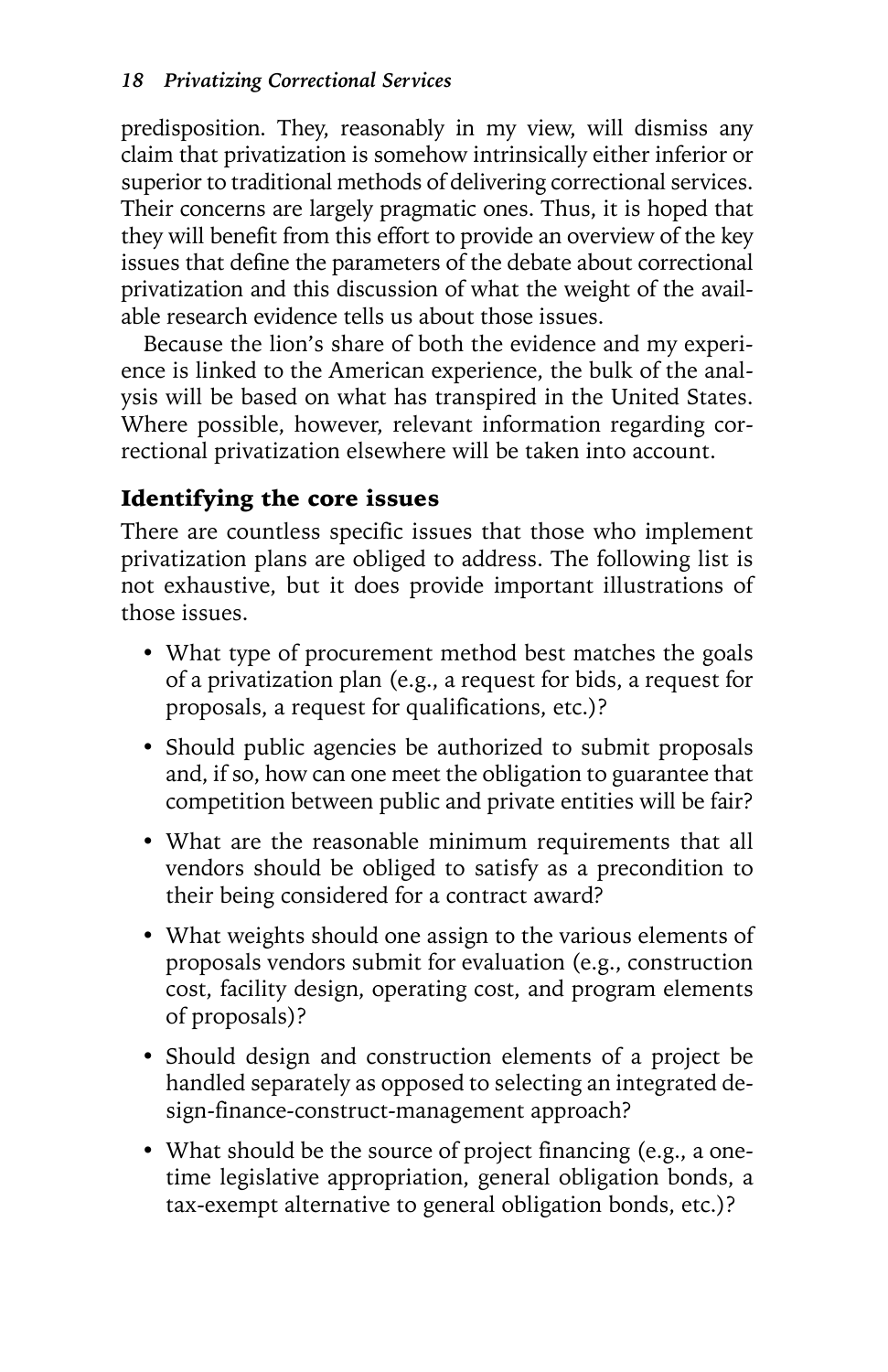predisposition. They, reasonably in my view, will dismiss any claim that privatization is somehow intrinsically either inferior or superior to traditional methods of delivering correctional services. Their concerns are largely pragmatic ones. Thus, it is hoped that they will benefit from this effort to provide an overview of the key issues that define the parameters of the debate about correctional privatization and this discussion of what the weight of the available research evidence tells us about those issues.

Because the lion's share of both the evidence and my experience is linked to the American experience, the bulk of the analysis will be based on what has transpired in the United States. Where possible, however, relevant information regarding correctional privatization elsewhere will be taken into account.

## Identifying the core issues

There are countless specific issues that those who implement privatization plans are obliged to address. The following list is not exhaustive, but it does provide important illustrations of those issues.

- What type of procurement method best matches the goals of a privatization plan (e.g., a request for bids, a request for proposals, a request for qualifications, etc.)?
- Should public agencies be authorized to submit proposals and, if so, how can one meet the obligation to guarantee that competition between public and private entities will be fair?
- What are the reasonable minimum requirements that all vendors should be obliged to satisfy as a precondition to their being considered for a contract award?
- What weights should one assign to the various elements of proposals vendors submit for evaluation (e.g., construction cost, facility design, operating cost, and program elements of proposals)?
- Should design and construction elements of a project be handled separately as opposed to selecting an integrated design-finance-construct-management approach?
- What should be the source of project financing (e.g., a one-time legislative appropriation, general obligation bonds, a tax-exempt alternative to general obligation bonds, etc.)?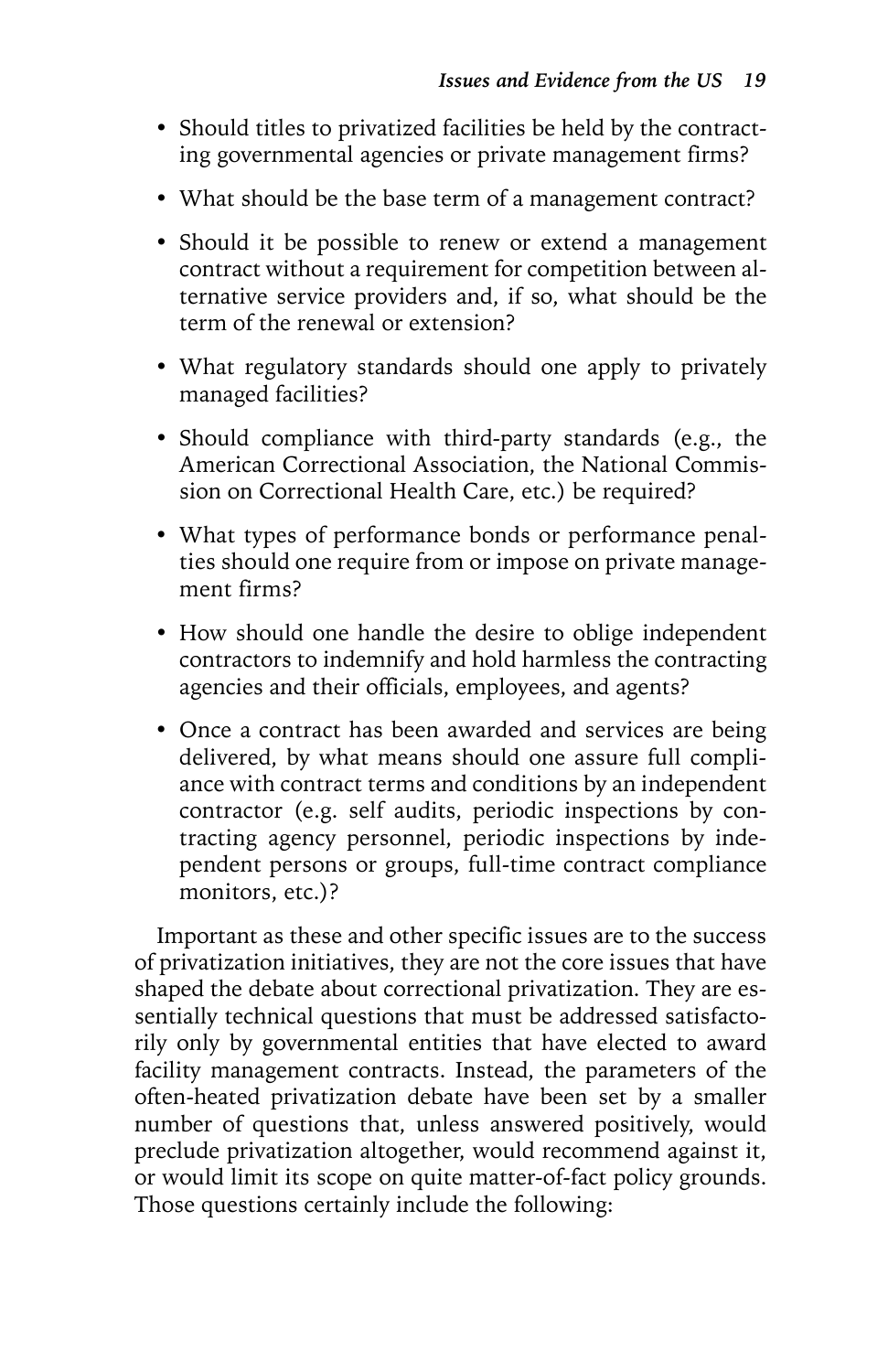- Should titles to privatized facilities be held by the contracting governmental agencies or private management firms?
- What should be the base term of a management contract?
- Should it be possible to renew or extend a management contract without a requirement for competition between alternative service providers and, if so, what should be the term of the renewal or extension?
- What regulatory standards should one apply to privately managed facilities?
- Should compliance with third-party standards (e.g., the American Correctional Association, the National Commission on Correctional Health Care, etc.) be required?
- What types of performance bonds or performance penalties should one require from or impose on private management firms?
- How should one handle the desire to oblige independent contractors to indemnify and hold harmless the contracting agencies and their officials, employees, and agents?
- Once a contract has been awarded and services are being delivered, by what means should one assure full compliance with contract terms and conditions by an independent contractor (e.g. self audits, periodic inspections by contracting agency personnel, periodic inspections by independent persons or groups, full-time contract compliance monitors, etc.)?

Important as these and other specific issues are to the success of privatization initiatives, they are not the core issues that have shaped the debate about correctional privatization. They are essentially technical questions that must be addressed satisfactorily only by governmental entities that have elected to award facility management contracts. Instead, the parameters of the often-heated privatization debate have been set by a smaller number of questions that, unless answered positively, would preclude privatization altogether, would recommend against it, or would limit its scope on quite matter-of-fact policy grounds. Those questions certainly include the following: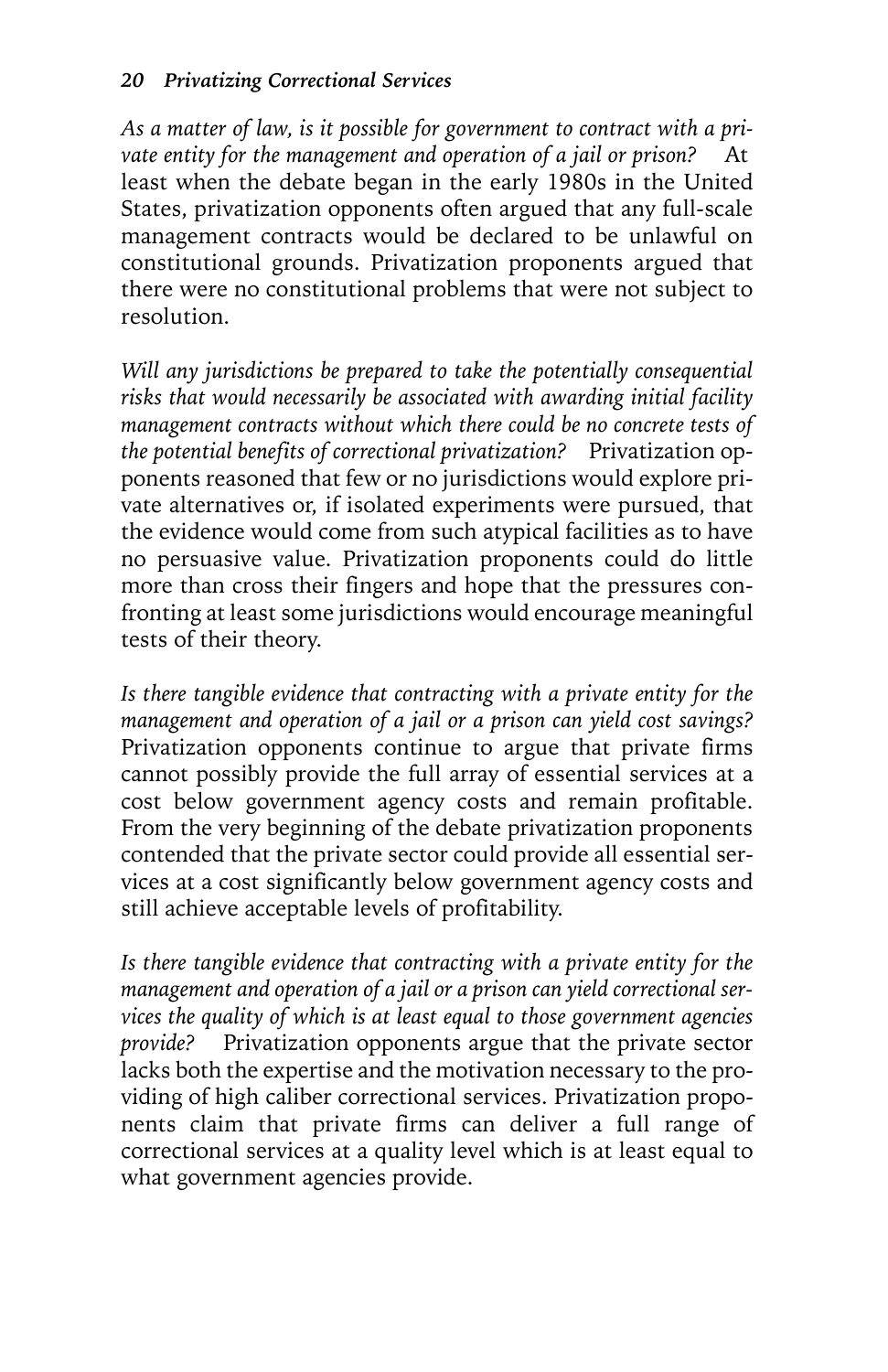*As a matter of law, is it possible for government to contract with a private entity for the management and operation of a jail or prison?* At least when the debate began in the early 1980s in the United States, privatization opponents often argued that any full-scale management contracts would be declared to be unlawful on constitutional grounds. Privatization proponents argued that there were no constitutional problems that were not subject to resolution.

*Will any jurisdictions be prepared to take the potentially consequential risks that would necessarily be associated with awarding initial facility management contracts without which there could be no concrete tests of the potential benefits of correctional privatization?* Privatization opponents reasoned that few or no jurisdictions would explore private alternatives or, if isolated experiments were pursued, that the evidence would come from such atypical facilities as to have no persuasive value. Privatization proponents could do little more than cross their fingers and hope that the pressures confronting at least some jurisdictions would encourage meaningful tests of their theory.

*Is there tangible evidence that contracting with a private entity for the management and operation of a jail or prison can yield cost savings?* Privatization opponents continue to argue that private firms cannot possibly provide the full array of essential services at a cost below government agency costs and remain profitable. From the very beginning of the debate privatization proponents contended that the private sector could provide all essential services at a cost significantly below government agency costs and still achieve acceptable levels of profitability.

*Is there tangible evidence that contracting with a private entity for the management and operation of a jail or a prison can yield correctional services the quality of which is at least equal to those government agencies provide?* Privatization opponents argue that the private sector lacks both the expertise and the motivation necessary to the providing of high caliber correctional services. Privatization proponents claim that private firms can deliver a full range of correctional services at a quality level which is at least equal to what government agencies provide.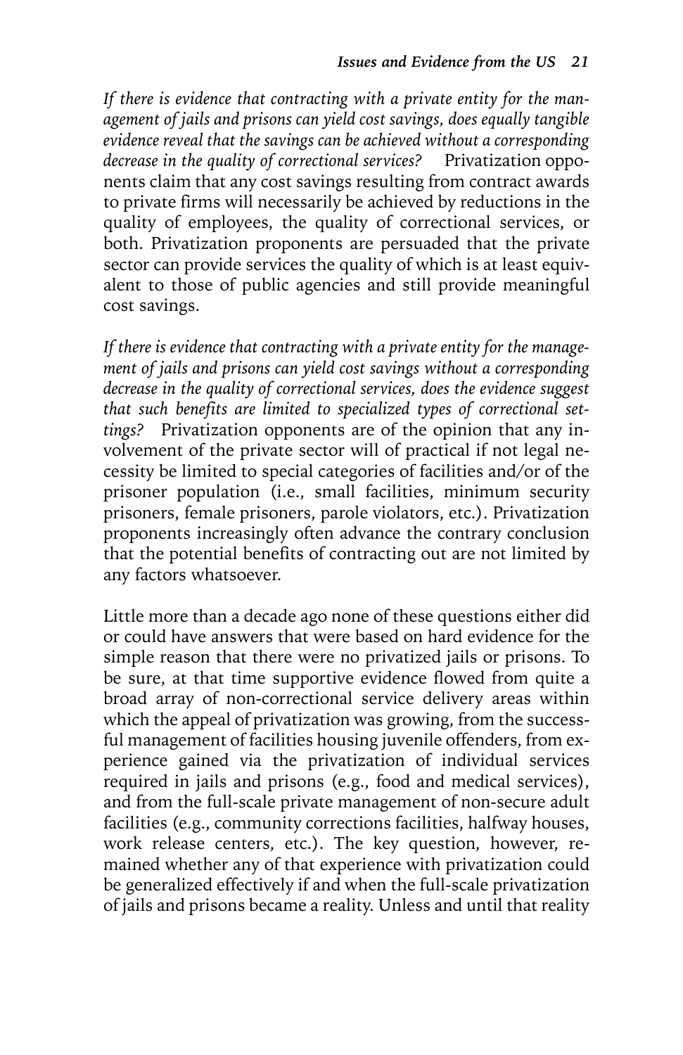*If there is evidence that contracting with a private entity for the management of jails and prisons can yield cost savings, does equally tangible evidence reveal that the savings can be achieved without a corresponding decrease in the quality of correctional services?* Privatization opponents claim that any cost savings resulting from contract awards to private firms will necessarily be achieved by reductions in the quality of employees, the quality of correctional services, or both. Privatization proponents are persuaded that the private sector can provide services the quality of which is at least equivalent to those of public agencies and still provide meaningful cost savings.

*If there is evidence that contracting with a private entity for the management of jails and prisons can yield cost savings without a corresponding decrease in the quality of correctional services, does the evidence suggest that such benefits are limited to specialized types of correctional settings?* Privatization opponents are of the opinion that any involvement of the private sector will of practical if not legal necessity be limited to special categories of facilities and/or of the prisoner population (i.e., small facilities, minimum security prisoners, female prisoners, parole violators, etc.). Privatization proponents increasingly often advance the contrary conclusion that the potential benefits of contracting out are not limited by any factors whatsoever.

Little more than a decade ago none of these questions either did or could have answers that were based on hard evidence for the simple reason that there were no privatized jails or prisons. To be sure, at that time supportive evidence flowed from quite a broad array of non-correctional service delivery areas within which the appeal of privatization was growing, from the successful management of facilities housing juvenile offenders, from experience gained via the privatization of individual services required in jails and prisons (e.g., food and medical services), and from the full-scale private management of non-secure adult facilities (e.g., community corrections facilities, halfway houses, work release centers, etc.). The key question, however, remained whether any of that experience with privatization could be generalized effectively if and when the full-scale privatization of jails and prisons became a reality. Unless and until that reality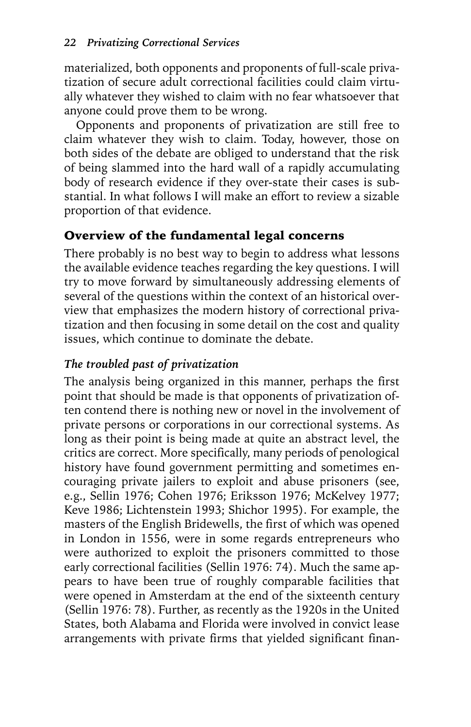materialized, both opponents and proponents of full-scale privatization of secure adult correctional facilities could claim virtually whatever they wished to claim with no fear whatsoever that anyone could prove them to be wrong.

Opponents and proponents of privatization are still free to claim whatever they wish to claim. Today, however, those on both sides of the debate are obliged to understand that the risk of being slammed into the hard wall of a rapidly accumulating body of research evidence if they over-state their cases is substantial. In what follows I will make an effort to review a sizable proportion of that evidence.

## Overview of the fundamental legal concerns

There probably is no best way to begin to address what lessons the available evidence teaches regarding the key questions. I will try to move forward by simultaneously addressing elements of several of the questions within the context of an historical overview that emphasizes the modern history of correctional privatization and then focusing in some detail on the cost and quality issues, which continue to dominate the debate.

### *The troubled past of privatization*

The analysis being organized in this manner, perhaps the first point that should be made is that opponents of privatization often contend there is nothing new or novel in the involvement of private persons or corporations in our correctional systems. As long as their point is being made at quite an abstract level, the critics are correct. More specifically, many periods of penological history have found government permitting and sometimes encouraging private jailers to exploit and abuse prisoners (see, e.g., Sellin 1976; Cohen 1976; Eriksson 1976; McKelvey 1977; Keve 1986; Lichtenstein 1993; Shichor 1995). For example, the masters of the English Bridewells, the first of which was opened in London in 1556, were in some regards entrepreneurs who were authorized to exploit the prisoners committed to those early correctional facilities (Sellin 1976: 74). Much the same appears to have been true of roughly comparable facilities that were opened in Amsterdam at the end of the sixteenth century (Sellin 1976: 78). Further, as recently as the 1920s in the United States, both Alabama and Florida were involved in convict lease arrangements with private firms that yielded significant finan-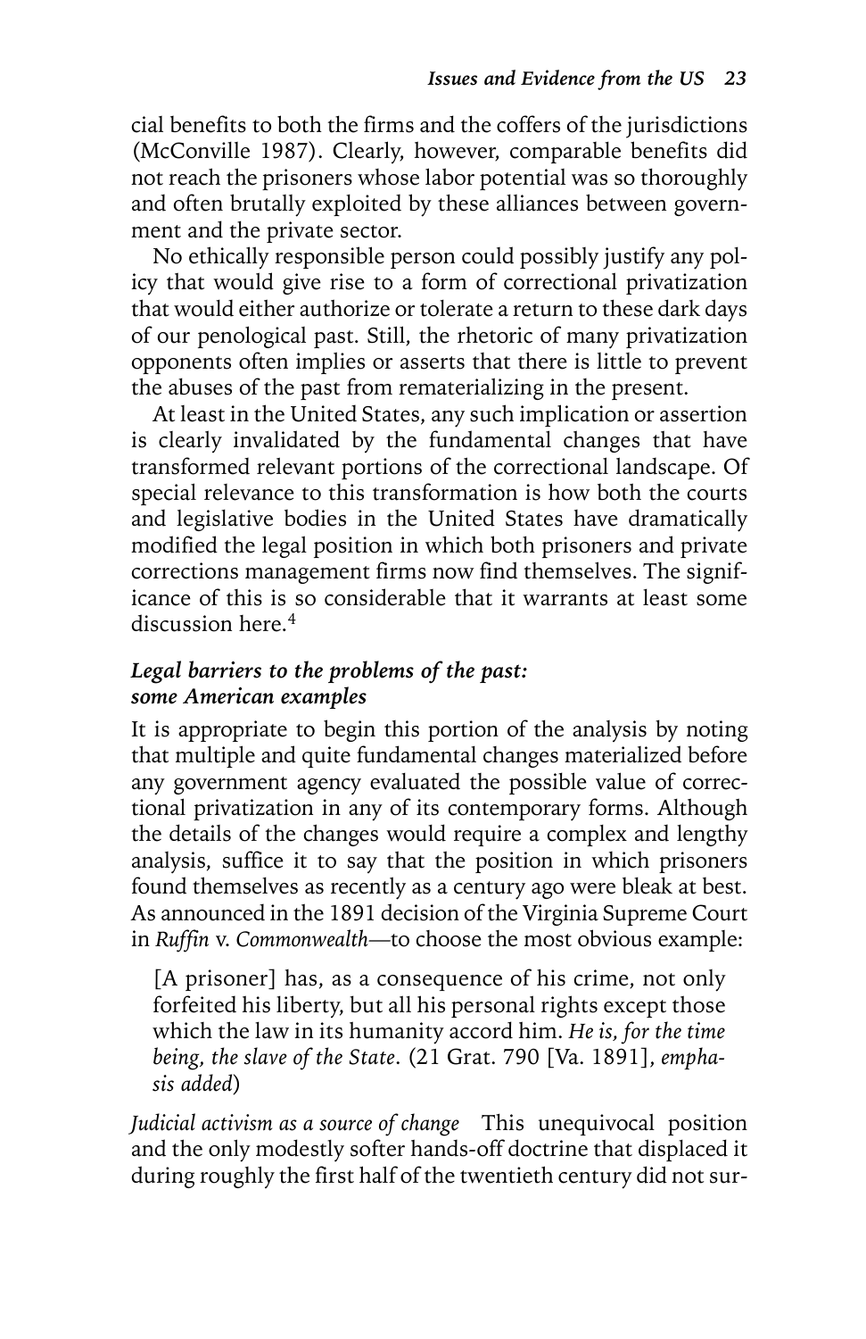cial benefits to both the firms and the coffers of the jurisdictions (McConville 1987). Clearly, however, comparable benefits did not reach the prisoners whose labor potential was so thoroughly and often brutally exploited by these alliances between government and the private sector.

No ethically responsible person could possibly justify any policy that would give rise to a form of correctional privatization that would either authorize or tolerate a return to these dark days of our penological past. Still, the rhetoric of many privatization opponents often implies or asserts that there is little to prevent the abuses of the past from rematerializing in the present.

At least in the United States, any such implication or assertion is clearly invalidated by the fundamental changes that have transformed relevant portions of the correctional landscape. Of special relevance to this transformation is how both the courts and legislative bodies in the United States have dramatically modified the legal position in which both prisoners and private corrections management firms now find themselves. The significance of this is so considerable that it warrants at least some discussion here.[4]

### *Legal barriers to the problems of the past: some American examples*

It is appropriate to begin this portion of the analysis by noting that multiple and quite fundamental changes materialized before any government agency evaluated the possible value of correctional privatization in any of its contemporary forms. Although the details of the changes would require a complex and lengthy analysis, suffice it to say that the position in which prisoners found themselves as recently as a century ago were bleak at best. As announced in the 1891 decision of the Virginia Supreme Court in *Ruffin* v. *Commonwealth*—to choose the most obvious example:

> [A prisoner] has, as a consequence of his crime, not only forfeited his liberty, but all his personal rights except those which the law in its humanity accord him. *He is, for the time being, the slave of the State*. (21 Grat. 790 [Va. 1891], *emphasis added*)

*Judicial activism as a source of change* This unequivocal position and the only modestly softer hands-off doctrine that displaced it during roughly the first half of the twentieth century did not sur-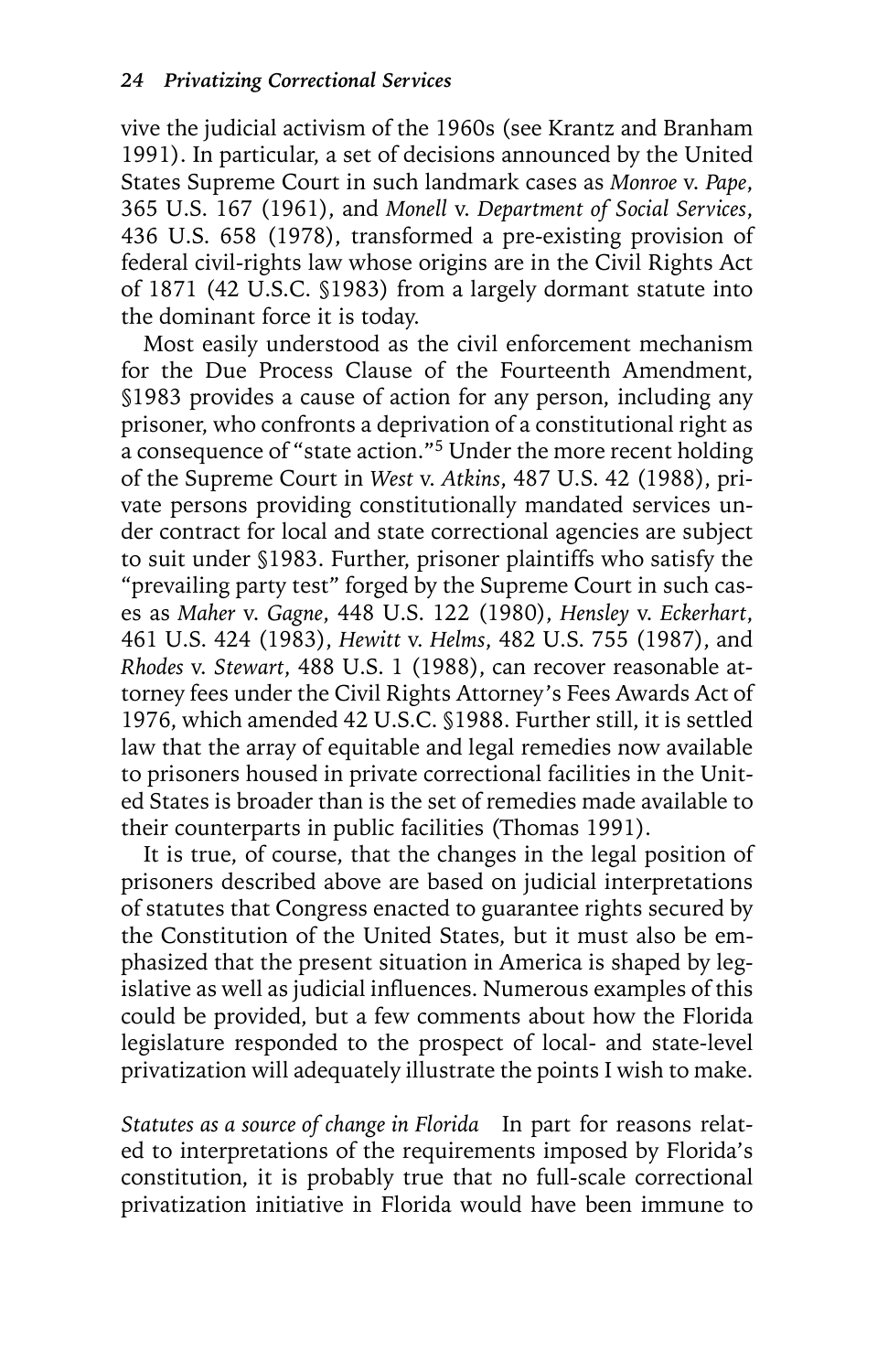vive the judicial activism of the 1960s (see Krantz and Branham 1991). In particular, a set of decisions announced by the United States Supreme Court in such landmark cases as *Monroe* v. *Pape*, 365 U.S. 167 (1961), and *Monell* v. *Department of Social Services*, 436 U.S. 658 (1978), transformed a pre-existing provision of federal civil-rights law whose origins are in the Civil Rights Act of 1871 (42 U.S.C. §1983) from a largely dormant statute into the dominant force it is today.

Most easily understood as the civil enforcement mechanism for the Due Process Clause of the Fourteenth Amendment, §1983 provides a cause of action for any person, including any prisoner, who confronts a deprivation of a constitutional right as a consequence of "state action."[5] Under the more recent holding of the Supreme Court in *West* v. *Atkins*, 487 U.S. 42 (1988), private persons providing constitutionally mandated services under contract for local and state correctional agencies are subject to suit under §1983. Further, prisoner plaintiffs who satisfy the "prevailing party test" forged by the Supreme Court in such cases as *Maher* v. *Gagne*, 448 U.S. 122 (1980), *Hensley* v. *Eckerhart*, 461 U.S. 424 (1983), *Hewitt* v. *Helms*, 482 U.S. 755 (1987), and *Rhodes* v. *Stewart*, 488 U.S. 1 (1988), can recover reasonable attorney fees under the Civil Rights Attorney's Fees Awards Act of 1976, which amended 42 U.S.C. §1988. Further still, it is settled law that the array of equitable and legal remedies now available to prisoners housed in private correctional facilities in the United States is broader than is the set of remedies made available to their counterparts in public facilities (Thomas 1991).

It is true, of course, that the changes in the legal position of prisoners described above are based on judicial interpretations of statutes that Congress enacted to guarantee rights secured by the Constitution of the United States, but it must also be emphasized that the present situation in America is shaped by legislative as well as judicial influences. Numerous examples of this could be provided, but a few comments about how the Florida legislature responded to the prospect of local- and state-level privatization will adequately illustrate the points I wish to make.

*Statutes as a source of change in Florida* In part for reasons related to interpretations of the requirements imposed by Florida's constitution, it is probably true that no full-scale correctional privatization initiative in Florida would have been immune to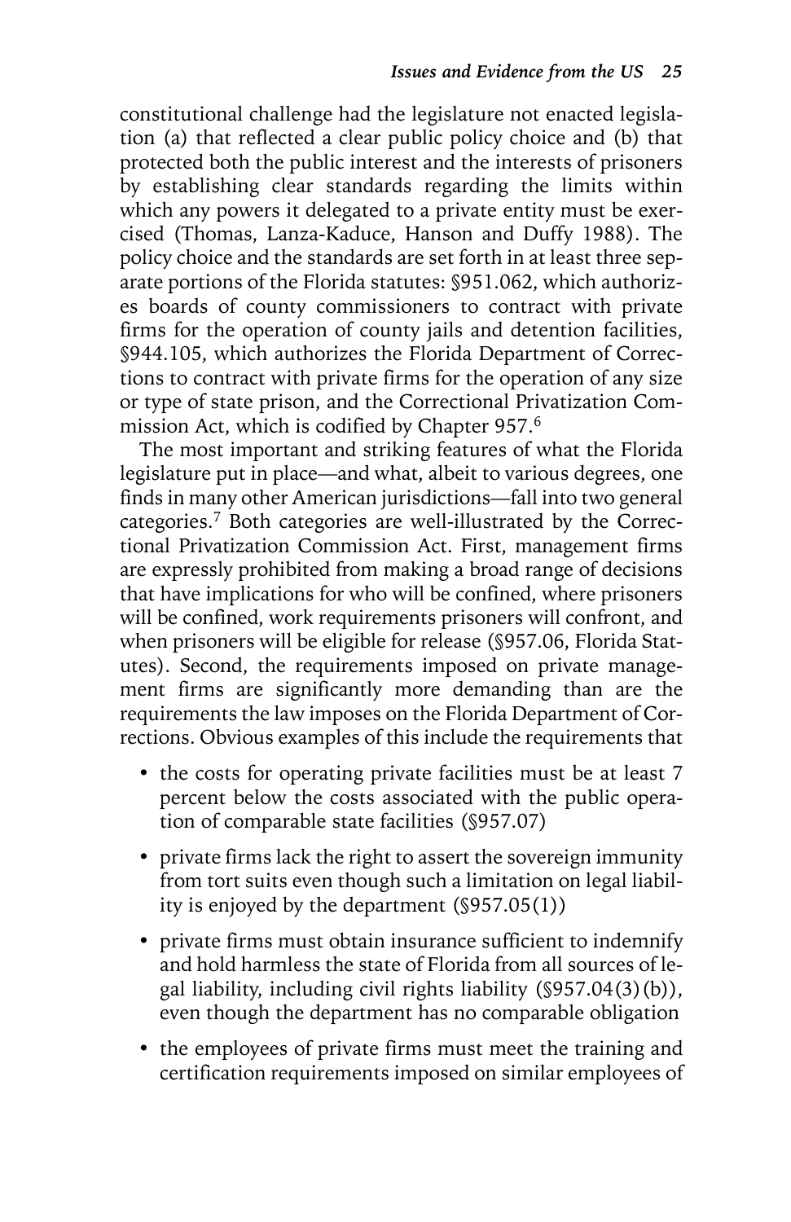constitutional challenge had the legislature not enacted legislation (a) that reflected a clear public policy choice and (b) that protected both the public interest and the interests of prisoners by establishing clear standards regarding the limits within which any powers it delegated to a private entity must be exercised (Thomas, Lanza-Kaduce, Hanson and Duffy 1988). The policy choice and the standards are set forth in at least three separate portions of the Florida statutes: §951.062, which authorizes boards of county commissioners to contract with private firms for the operation of county jails and detention facilities, §944.105, which authorizes the Florida Department of Corrections to contract with private firms for the operation of any size or type of state prison, and the Correctional Privatization Commission Act, which is codified by Chapter 957.[6]

The most important and striking features of what the Florida legislature put in place—and what, albeit to various degrees, one finds in many other American jurisdictions—fall into two general categories.[7] Both categories are well-illustrated by the Correctional Privatization Commission Act. First, management firms are expressly prohibited from making a broad range of decisions that have implications for who will be confined, where prisoners will be confined, work requirements prisoners will confront, and when prisoners will be eligible for release (§957.06, Florida Statutes). Second, the requirements imposed on private management firms are significantly more demanding than are the requirements the law imposes on the Florida Department of Corrections. Obvious examples of this include the requirements that

- the costs for operating private facilities must be at least 7 percent below the costs associated with the public operation of comparable state facilities (§957.07)
- private firms lack the right to assert the sovereign immunity from tort suits even though such a limitation on legal liability is enjoyed by the department (§957.05(1))
- private firms must obtain insurance sufficient to indemnify and hold harmless the state of Florida from all sources of legal liability, including civil rights liability (§957.04(3)(b)), even though the department has no comparable obligation
- the employees of private firms must meet the training and certification requirements imposed on similar employees of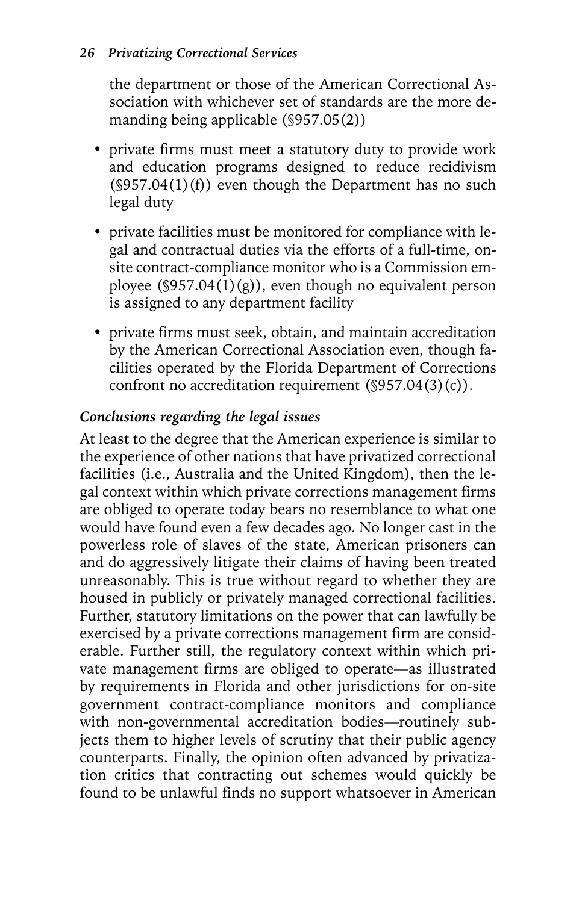the department or those of the American Correctional Association with whichever set of standards are the more demanding being applicable (§957.05(2))

- private firms must meet a statutory duty to provide work and education programs designed to reduce recidivism (§957.04(1)(f)) even though the Department has no such legal duty
- private facilities must be monitored for compliance with legal and contractual duties via the efforts of a full-time, on-site contract-compliance monitor who is a Commission employee (§957.04(1)(g)), even though no equivalent person is assigned to any department facility
- private firms must seek, obtain, and maintain accreditation by the American Correctional Association even, though facilities operated by the Florida Department of Corrections confront no accreditation requirement (§957.04(3)(c)).

### *Conclusions regarding the legal issues*

At least to the degree that the American experience is similar to the experience of other nations that have privatized correctional facilities (i.e., Australia and the United Kingdom), then the legal context within which private corrections management firms are obliged to operate today bears no resemblance to what one would have found even a few decades ago. No longer cast in the powerless role of slaves of the state, American prisoners can and do aggressively litigate their claims of having been treated unreasonably. This is true without regard to whether they are housed in publicly or privately managed correctional facilities. Further, statutory limitations on the power that can lawfully be exercised by a private corrections management firm are considerable. Further still, the regulatory context within which private management firms are obliged to operate—as illustrated by requirements in Florida and other jurisdictions for on-site government contract-compliance monitors and compliance with non-governmental accreditation bodies—routinely subjects them to higher levels of scrutiny that their public agency counterparts. Finally, the opinion often advanced by privatization critics that contracting out schemes would quickly be found to be unlawful finds no support whatsoever in American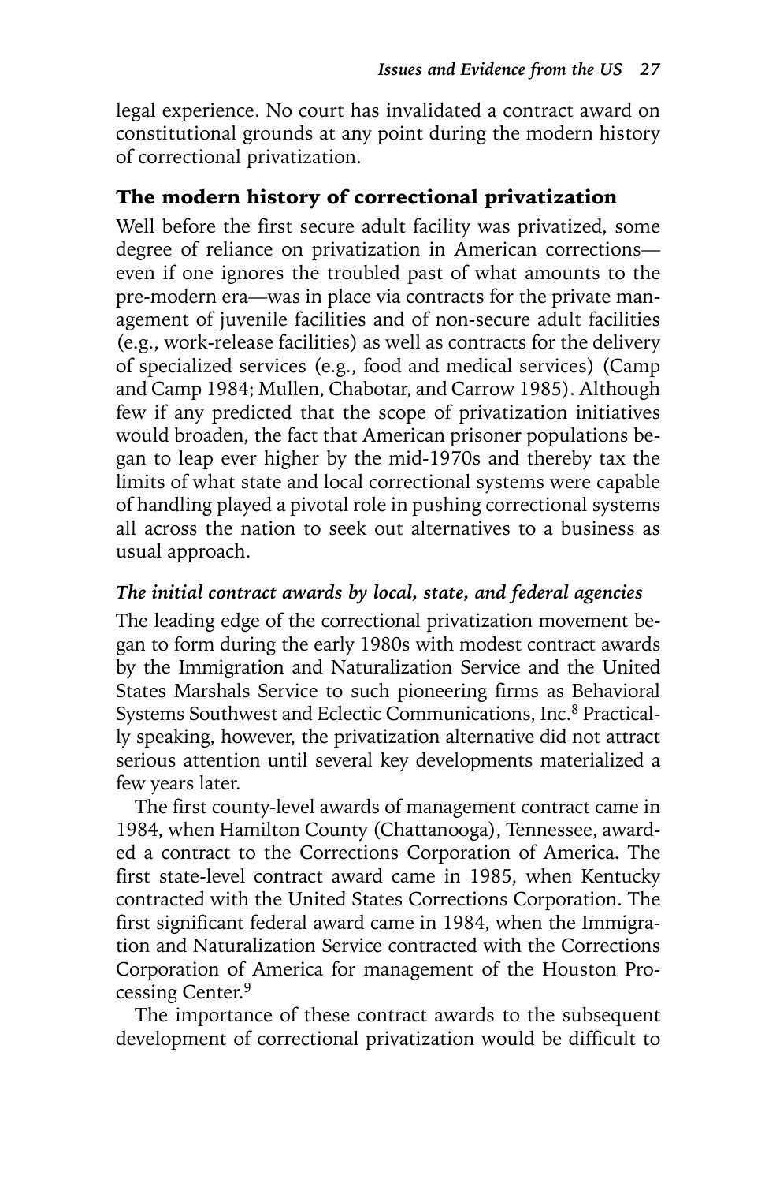legal experience. No court has invalidated a contract award on constitutional grounds at any point during the modern history of correctional privatization.

## The modern history of correctional privatization

Well before the first secure adult facility was privatized, some degree of reliance on privatization in American corrections—even if one ignores the troubled past of what amounts to the pre-modern era—was in place via contracts for the private management of juvenile facilities and of non-secure adult facilities (e.g., work-release facilities) as well as contracts for the delivery of specialized services (e.g., food and medical services) (Camp and Camp 1984; Mullen, Chabotar, and Carrow 1985). Although few if any predicted that the scope of privatization initiatives would broaden, the fact that American prisoner populations began to leap ever higher by the mid-1970s and thereby tax the limits of what state and local correctional systems were capable of handling played a pivotal role in pushing correctional systems all across the nation to seek out alternatives to a business as usual approach.

### *The initial contract awards by local, state, and federal agencies*

The leading edge of the correctional privatization movement began to form during the early 1980s with modest contract awards by the Immigration and Naturalization Service and the United States Marshals Service to such pioneering firms as Behavioral Systems Southwest and Eclectic Communications, Inc.[8] Practically speaking, however, the privatization alternative did not attract serious attention until several key developments materialized a few years later.

The first county-level awards of management contract came in 1984, when Hamilton County (Chattanooga), Tennessee, awarded a contract to the Corrections Corporation of America. The first state-level contract award came in 1985, when Kentucky contracted with the United States Corrections Corporation. The first significant federal award came in 1984, when the Immigration and Naturalization Service contracted with the Corrections Corporation of America for management of the Houston Processing Center.[9]

The importance of these contract awards to the subsequent development of correctional privatization would be difficult to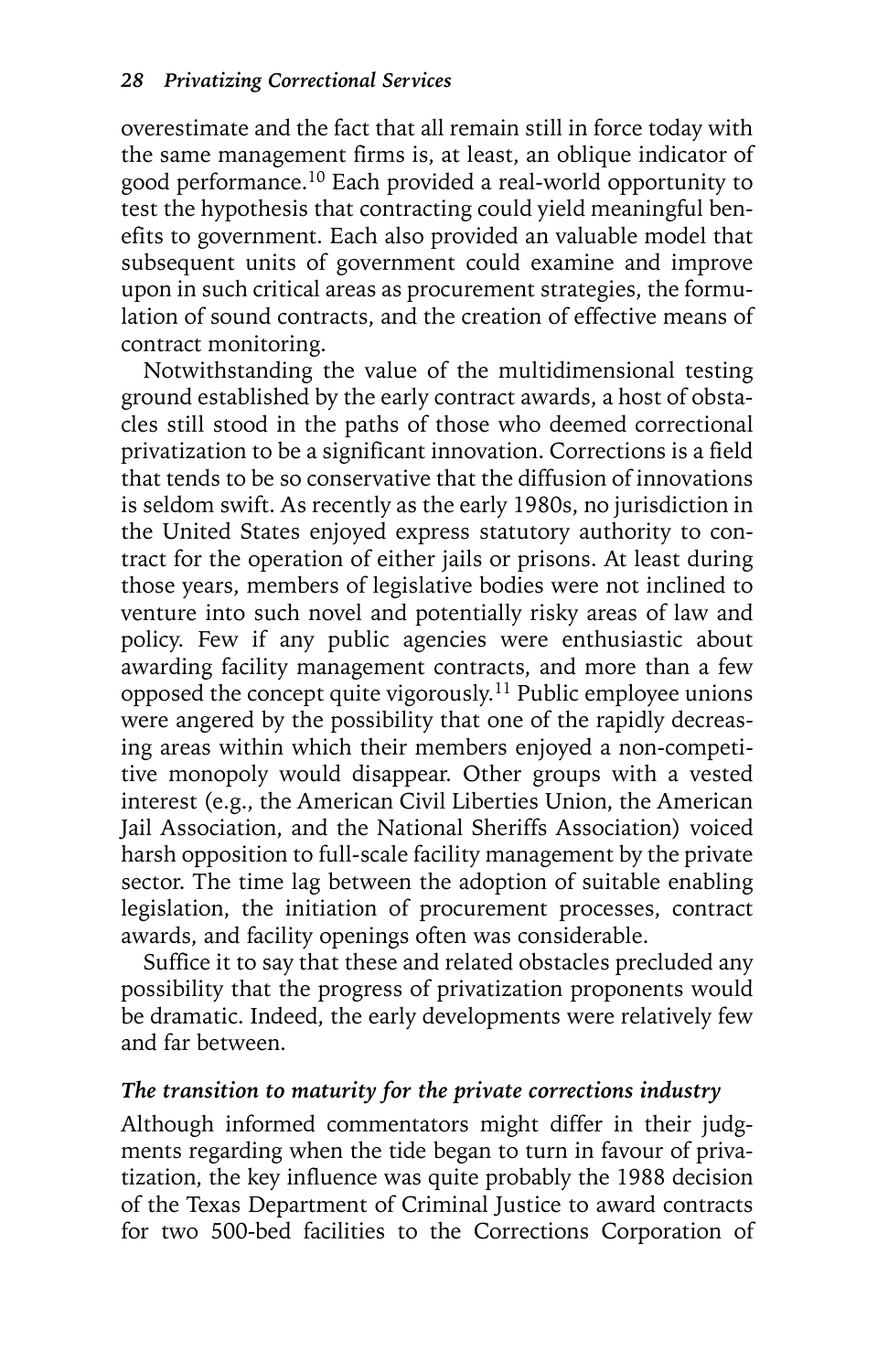overestimate and the fact that all remain still in force today with the same management firms is, at least, an oblique indicator of good performance.[10] Each provided a real-world opportunity to test the hypothesis that contracting could yield meaningful benefits to government. Each also provided an valuable model that subsequent units of government could examine and improve upon in such critical areas as procurement strategies, the formulation of sound contracts, and the creation of effective means of contract monitoring.

Notwithstanding the value of the multidimensional testing ground established by the early contract awards, a host of obstacles still stood in the paths of those who deemed correctional privatization to be a significant innovation. Corrections is a field that tends to be so conservative that the diffusion of innovations is seldom swift. As recently as the early 1980s, no jurisdiction in the United States enjoyed express statutory authority to contract for the operation of either jails or prisons. At least during those years, members of legislative bodies were not inclined to venture into such novel and potentially risky areas of law and policy. Few if any public agencies were enthusiastic about awarding facility management contracts, and more than a few opposed the concept quite vigorously.[11] Public employee unions were angered by the possibility that one of the rapidly decreasing areas within which their members enjoyed a non-competitive monopoly would disappear. Other groups with a vested interest (e.g., the American Civil Liberties Union, the American Jail Association, and the National Sheriffs Association) voiced harsh opposition to full-scale facility management by the private sector. The time lag between the adoption of suitable enabling legislation, the initiation of procurement processes, contract awards, and facility openings often was considerable.

Suffice it to say that these and related obstacles precluded any possibility that the progress of privatization proponents would be dramatic. Indeed, the early developments were relatively few and far between.

### *The transition to maturity for the private corrections industry*

Although informed commentators might differ in their judgments regarding when the tide began to turn in favour of privatization, the key influence was quite probably the 1988 decision of the Texas Department of Criminal Justice to award contracts for two 500-bed facilities to the Corrections Corporation of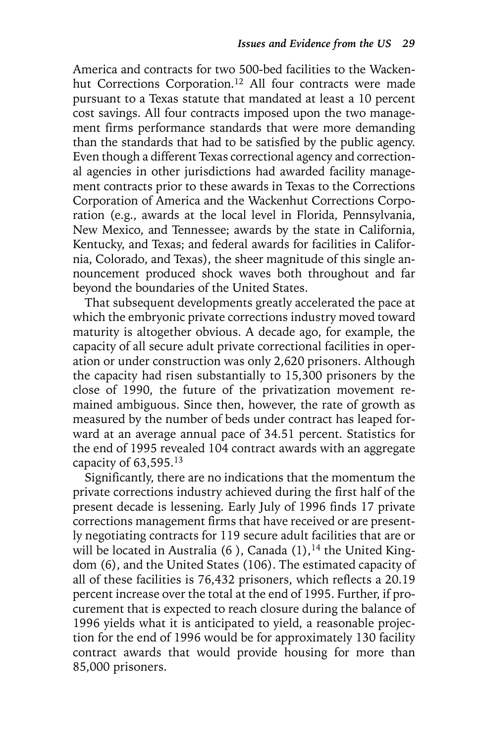America and contracts for two 500-bed facilities to the Wackenhut Corrections Corporation.[12] All four contracts were made pursuant to a Texas statute that mandated at least a 10 percent cost savings. All four contracts imposed upon the two management firms performance standards that were more demanding than the standards that had to be satisfied by the public agency. Even though a different Texas correctional agency and correctional agencies in other jurisdictions had awarded facility management contracts prior to these awards in Texas to the Corrections Corporation of America and the Wackenhut Corrections Corporation (e.g., awards at the local level in Florida, Pennsylvania, New Mexico, and Tennessee; awards by the state in California, Kentucky, and Texas; and federal awards for facilities in California, Colorado, and Texas), the sheer magnitude of this single announcement produced shock waves both throughout and far beyond the boundaries of the United States.

That subsequent developments greatly accelerated the pace at which the embryonic private corrections industry moved toward maturity is altogether obvious. A decade ago, for example, the capacity of all secure adult private correctional facilities in operation or under construction was only 2,620 prisoners. Although the capacity had risen substantially to 15,300 prisoners by the close of 1990, the future of the privatization movement remained ambiguous. Since then, however, the rate of growth as measured by the number of beds under contract has leaped forward at an average annual pace of 34.51 percent. Statistics for the end of 1995 revealed 104 contract awards with an aggregate capacity of 63,595.[13]

Significantly, there are no indications that the momentum the private corrections industry achieved during the first half of the present decade is lessening. Early July of 1996 finds 17 private corrections management firms that have received or are presently negotiating contracts for 119 secure adult facilities that are or will be located in Australia (6 ), Canada (1),[14] the United Kingdom (6), and the United States (106). The estimated capacity of all of these facilities is 76,432 prisoners, which reflects a 20.19 percent increase over the total at the end of 1995. Further, if procurement that is expected to reach closure during the balance of 1996 yields what it is anticipated to yield, a reasonable projection for the end of 1996 would be for approximately 130 facility contract awards that would provide housing for more than 85,000 prisoners.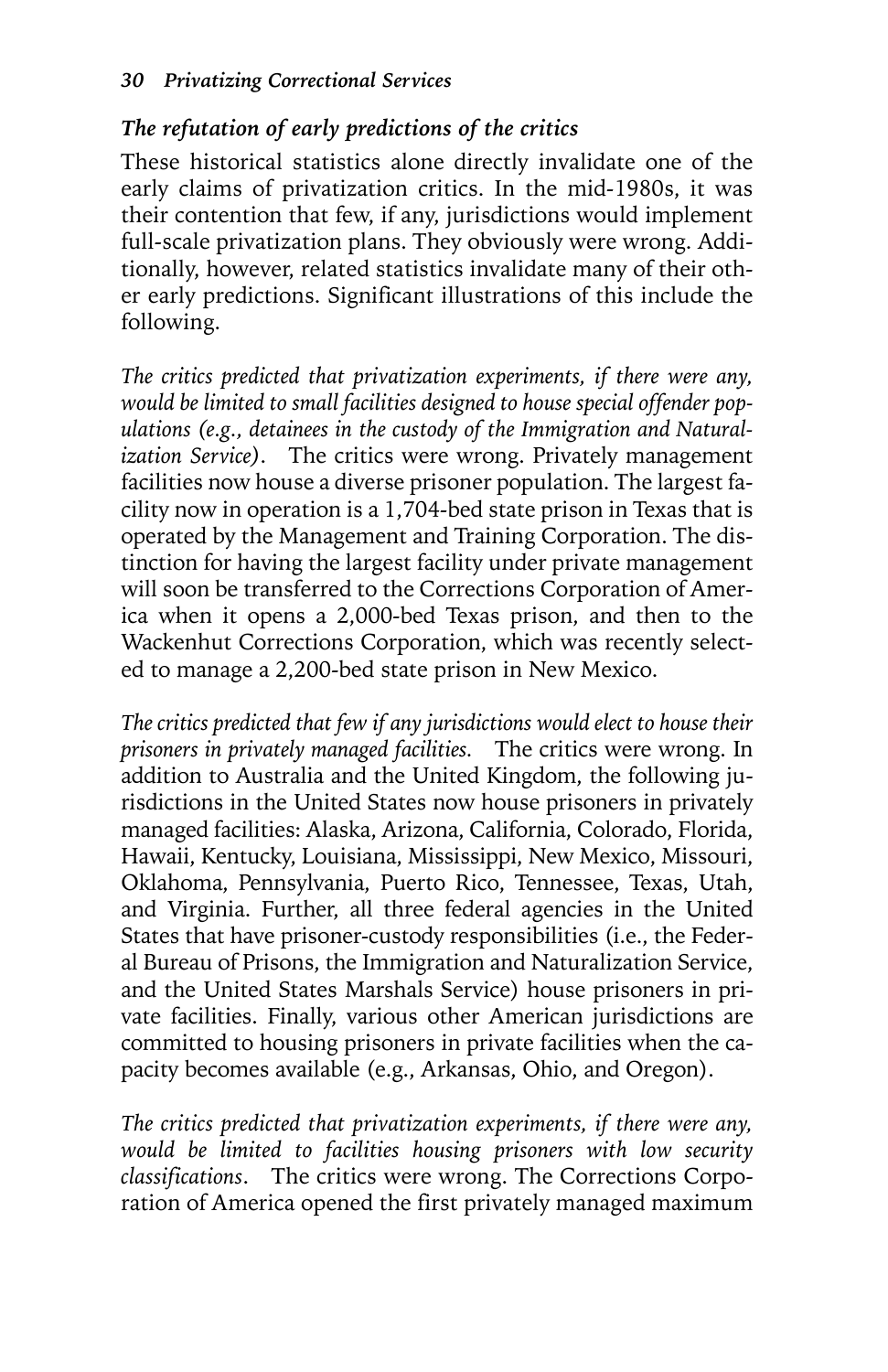### *The refutation of early predictions of the critics*

These historical statistics alone directly invalidate one of the early claims of privatization critics. In the mid-1980s, it was their contention that few, if any, jurisdictions would implement full-scale privatization plans. They obviously were wrong. Additionally, however, related statistics invalidate many of their other early predictions. Significant illustrations of this include the following.

*The critics predicted that privatization experiments, if there were any, would be limited to small facilities designed to house special offender populations (e.g., detainees in the custody of the Immigration and Naturalization Service).* The critics were wrong. Privately management facilities now house a diverse prisoner population. The largest facility now in operation is a 1,704-bed state prison in Texas that is operated by the Management and Training Corporation. The distinction for having the largest facility under private management will soon be transferred to the Corrections Corporation of America when it opens a 2,000-bed Texas prison, and then to the Wackenhut Corrections Corporation, which was recently selected to manage a 2,200-bed state prison in New Mexico.

*The critics predicted that few if any jurisdictions would elect to house their prisoners in privately managed facilities.* The critics were wrong. In addition to Australia and the United Kingdom, the following jurisdictions in the United States now house prisoners in privately managed facilities: Alaska, Arizona, California, Colorado, Florida, Hawaii, Kentucky, Louisiana, Mississippi, New Mexico, Missouri, Oklahoma, Pennsylvania, Puerto Rico, Tennessee, Texas, Utah, and Virginia. Further, all three federal agencies in the United States that have prisoner-custody responsibilities (i.e., the Federal Bureau of Prisons, the Immigration and Naturalization Service, and the United States Marshals Service) house prisoners in private facilities. Finally, various other American jurisdictions are committed to housing prisoners in private facilities when the capacity becomes available (e.g., Arkansas, Ohio, and Oregon).

*The critics predicted that privatization experiments, if there were any, would be limited to facilities housing prisoners with low security classifications.* The critics were wrong. The Corrections Corporation of America opened the first privately managed maximum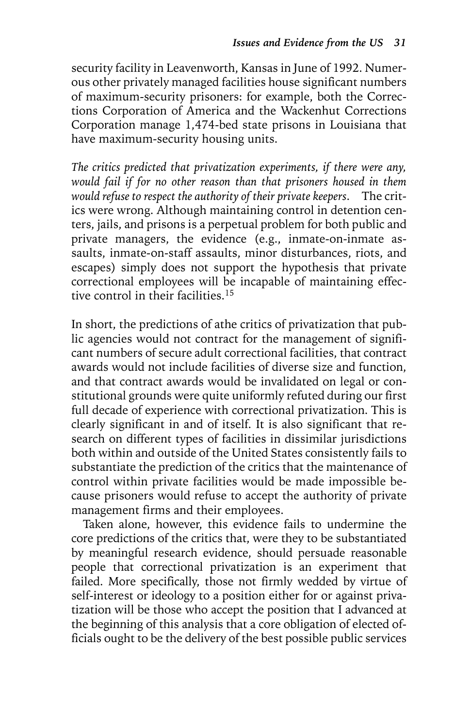security facility in Leavenworth, Kansas in June of 1992. Numerous other privately managed facilities house significant numbers of maximum-security prisoners: for example, both the Corrections Corporation of America and the Wackenhut Corrections Corporation manage 1,474-bed state prisons in Louisiana that have maximum-security housing units.

*The critics predicted that privatization experiments, if there were any, would fail if for no other reason than that prisoners housed in them would refuse to respect the authority of their private keepers.* The critics were wrong. Although maintaining control in detention centers, jails, and prisons is a perpetual problem for both public and private managers, the evidence (e.g., inmate-on-inmate assaults, inmate-on-staff assaults, minor disturbances, riots, and escapes) simply does not support the hypothesis that private correctional employees will be incapable of maintaining effective control in their facilities.[15]

In short, the predictions of athe critics of privatization that public agencies would not contract for the management of significant numbers of secure adult correctional facilities, that contract awards would not include facilities of diverse size and function, and that contract awards would be invalidated on legal or constitutional grounds were quite uniformly refuted during our first full decade of experience with correctional privatization. This is clearly significant in and of itself. It is also significant that research on different types of facilities in dissimilar jurisdictions both within and outside of the United States consistently fails to substantiate the prediction of the critics that the maintenance of control within private facilities would be made impossible because prisoners would refuse to accept the authority of private management firms and their employees.

Taken alone, however, this evidence fails to undermine the core predictions of the critics that, were they to be substantiated by meaningful research evidence, should persuade reasonable people that correctional privatization is an experiment that failed. More specifically, those not firmly wedded by virtue of self-interest or ideology to a position either for or against privatization will be those who accept the position that I advanced at the beginning of this analysis that a core obligation of elected officials ought to be the delivery of the best possible public services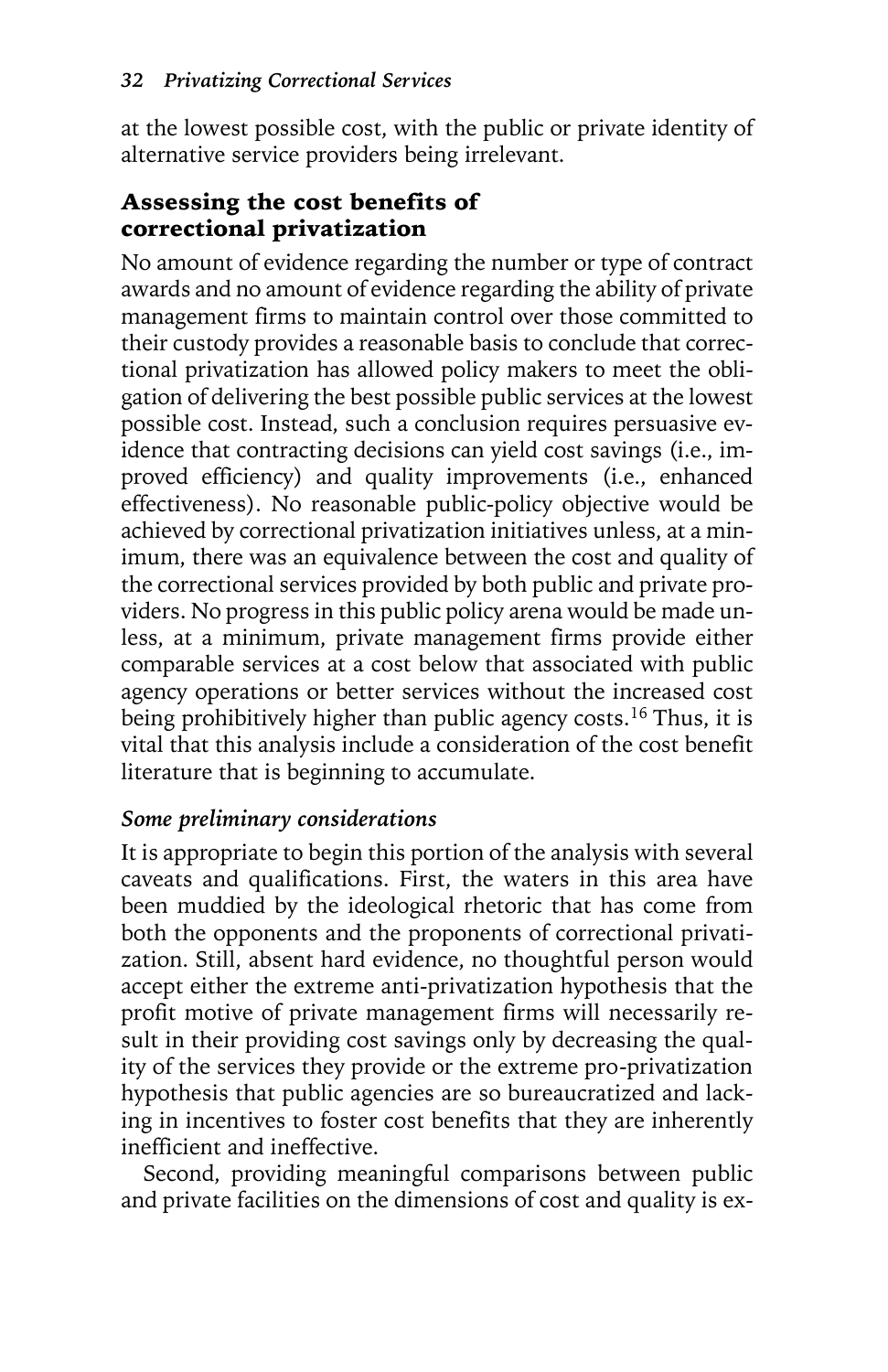at the lowest possible cost, with the public or private identity of alternative service providers being irrelevant.

## Assessing the cost benefits of correctional privatization

No amount of evidence regarding the number or type of contract awards and no amount of evidence regarding the ability of private management firms to maintain control over those committed to their custody provides a reasonable basis to conclude that correctional privatization has allowed policy makers to meet the obligation of delivering the best possible public services at the lowest possible cost. Instead, such a conclusion requires persuasive evidence that contracting decisions can yield cost savings (i.e., improved efficiency) and quality improvements (i.e., enhanced effectiveness). No reasonable public-policy objective would be achieved by correctional privatization initiatives unless, at a minimum, there was an equivalence between the cost and quality of the correctional services provided by both public and private providers. No progress in this public policy arena would be made unless, at a minimum, private management firms provide either comparable services at a cost below that associated with public agency operations or better services without the increased cost being prohibitively higher than public agency costs.[16] Thus, it is vital that this analysis include a consideration of the cost benefit literature that is beginning to accumulate.

### *Some preliminary considerations*

It is appropriate to begin this portion of the analysis with several caveats and qualifications. First, the waters in this area have been muddied by the ideological rhetoric that has come from both the opponents and the proponents of correctional privatization. Still, absent hard evidence, no thoughtful person would accept either the extreme anti-privatization hypothesis that the profit motive of private management firms will necessarily result in their providing cost savings only by decreasing the quality of the services they provide or the extreme pro-privatization hypothesis that public agencies are so bureaucratized and lacking in incentives to foster cost benefits that they are inherently inefficient and ineffective.

Second, providing meaningful comparisons between public and private facilities on the dimensions of cost and quality is ex-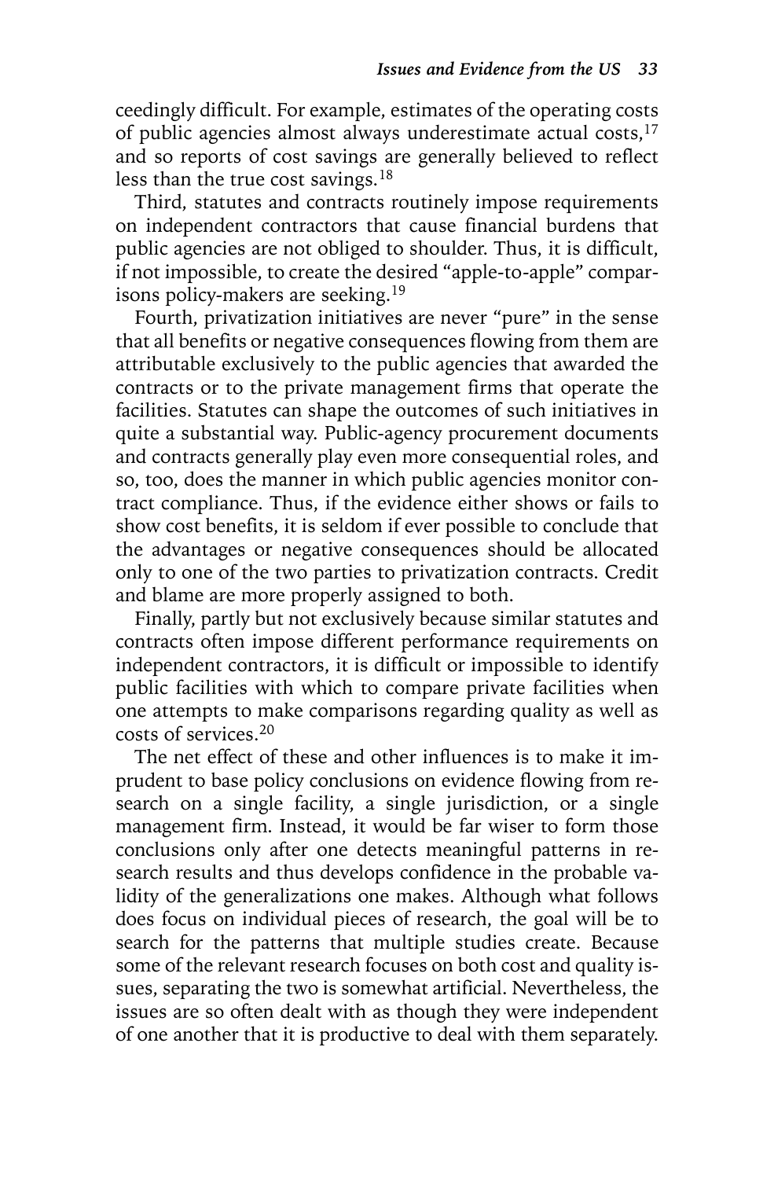ceedingly difficult. For example, estimates of the operating costs of public agencies almost always underestimate actual costs,[17] and so reports of cost savings are generally believed to reflect less than the true cost savings.[18]

Third, statutes and contracts routinely impose requirements on independent contractors that cause financial burdens that public agencies are not obliged to shoulder. Thus, it is difficult, if not impossible, to create the desired "apple-to-apple" comparisons policy-makers are seeking.[19]

Fourth, privatization initiatives are never "pure" in the sense that all benefits or negative consequences flowing from them are attributable exclusively to the public agencies that awarded the contracts or to the private management firms that operate the facilities. Statutes can shape the outcomes of such initiatives in quite a substantial way. Public-agency procurement documents and contracts generally play even more consequential roles, and so, too, does the manner in which public agencies monitor contract compliance. Thus, if the evidence either shows or fails to show cost benefits, it is seldom if ever possible to conclude that the advantages or negative consequences should be allocated only to one of the two parties to privatization contracts. Credit and blame are more properly assigned to both.

Finally, partly but not exclusively because similar statutes and contracts often impose different performance requirements on independent contractors, it is difficult or impossible to identify public facilities with which to compare private facilities when one attempts to make comparisons regarding quality as well as costs of services.[20]

The net effect of these and other influences is to make it imprudent to base policy conclusions on evidence flowing from research on a single facility, a single jurisdiction, or a single management firm. Instead, it would be far wiser to form those conclusions only after one detects meaningful patterns in research results and thus develops confidence in the probable validity of the generalizations one makes. Although what follows does focus on individual pieces of research, the goal will be to search for the patterns that multiple studies create. Because some of the relevant research focuses on both cost and quality issues, separating the two is somewhat artificial. Nevertheless, the issues are so often dealt with as though they were independent of one another that it is productive to deal with them separately.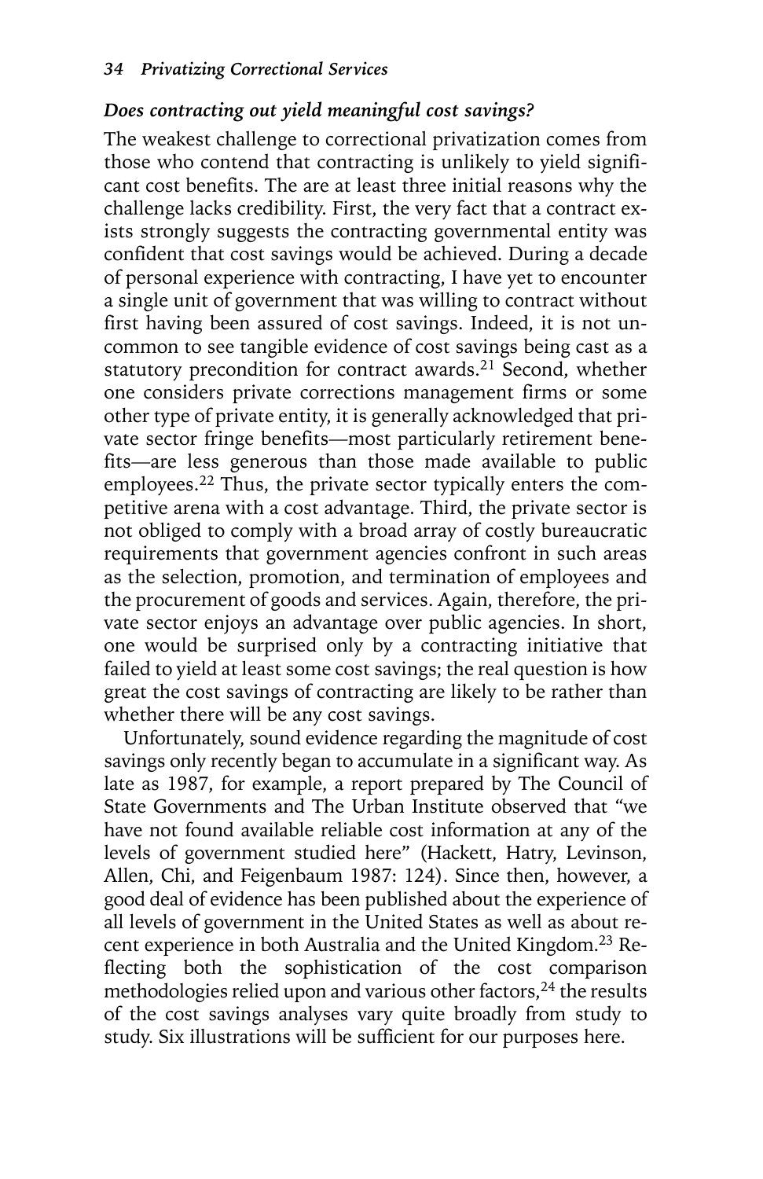### *Does contracting out yield meaningful cost savings?*

The weakest challenge to correctional privatization comes from those who contend that contracting is unlikely to yield significant cost benefits. The are at least three initial reasons why the challenge lacks credibility. First, the very fact that a contract exists strongly suggests the contracting governmental entity was confident that cost savings would be achieved. During a decade of personal experience with contracting, I have yet to encounter a single unit of government that was willing to contract without first having been assured of cost savings. Indeed, it is not uncommon to see tangible evidence of cost savings being cast as a statutory precondition for contract awards.[21] Second, whether one considers private corrections management firms or some other type of private entity, it is generally acknowledged that private sector fringe benefits—most particularly retirement benefits—are less generous than those made available to public employees.[22] Thus, the private sector typically enters the competitive arena with a cost advantage. Third, the private sector is not obliged to comply with a broad array of costly bureaucratic requirements that government agencies confront in such areas as the selection, promotion, and termination of employees and the procurement of goods and services. Again, therefore, the private sector enjoys an advantage over public agencies. In short, one would be surprised only by a contracting initiative that failed to yield at least some cost savings; the real question is how great the cost savings of contracting are likely to be rather than whether there will be any cost savings.

Unfortunately, sound evidence regarding the magnitude of cost savings only recently began to accumulate in a significant way. As late as 1987, for example, a report prepared by The Council of State Governments and The Urban Institute observed that "we have not found available reliable cost information at any of the levels of government studied here" (Hackett, Hatry, Levinson, Allen, Chi, and Feigenbaum 1987: 124). Since then, however, a good deal of evidence has been published about the experience of all levels of government in the United States as well as about recent experience in both Australia and the United Kingdom.[23] Reflecting both the sophistication of the cost comparison methodologies relied upon and various other factors,[24] the results of the cost savings analyses vary quite broadly from study to study. Six illustrations will be sufficient for our purposes here.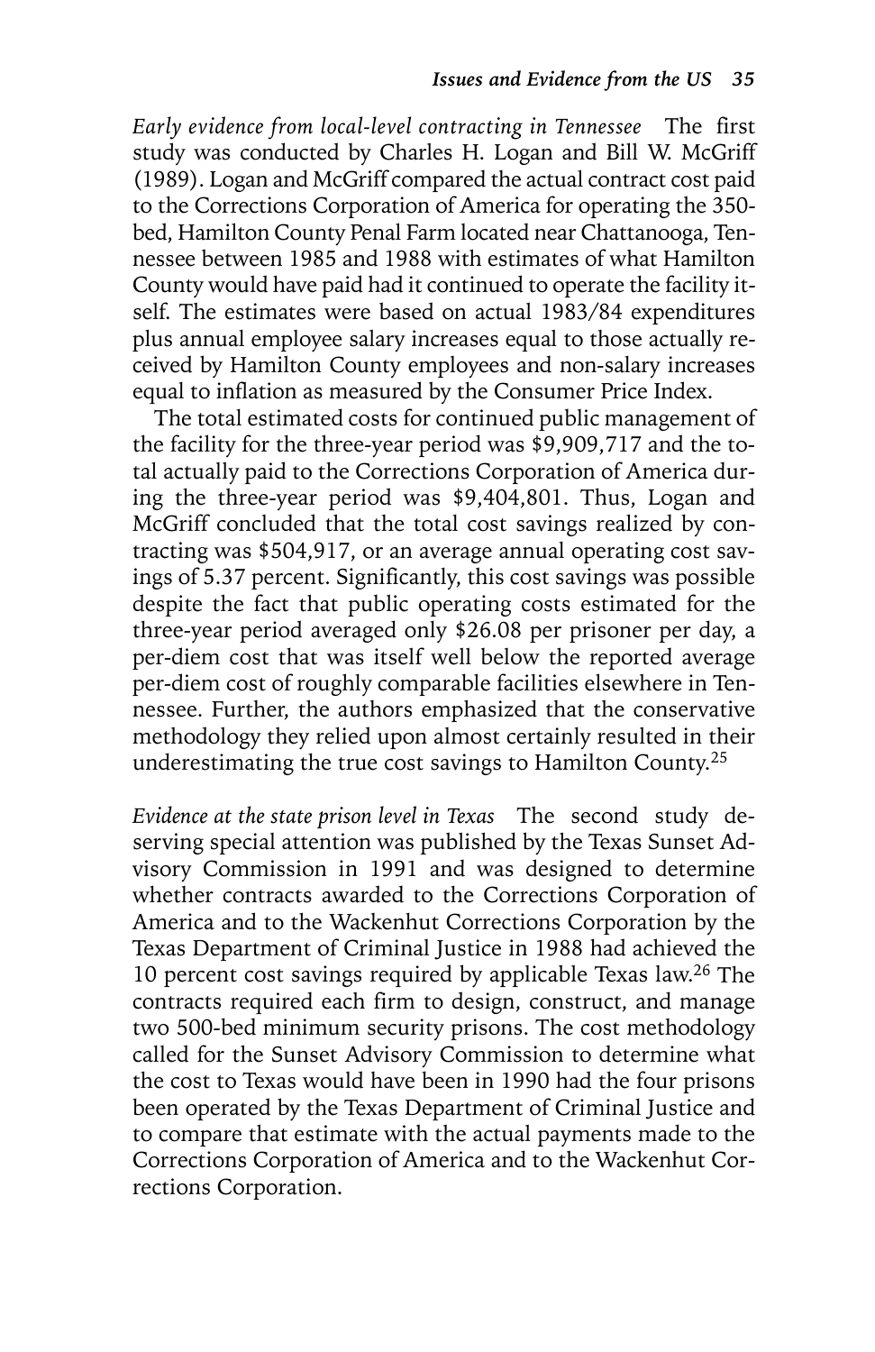*Early evidence from local-level contracting in Tennessee* The first study was conducted by Charles H. Logan and Bill W. McGriff (1989). Logan and McGriff compared the actual contract cost paid to the Corrections Corporation of America for operating the 350-bed, Hamilton County Penal Farm located near Chattanooga, Tennessee between 1985 and 1988 with estimates of what Hamilton County would have paid had it continued to operate the facility itself. The estimates were based on actual 1983/84 expenditures plus annual employee salary increases equal to those actually received by Hamilton County employees and non-salary increases equal to inflation as measured by the Consumer Price Index.

The total estimated costs for continued public management of the facility for the three-year period was $9,909,717 and the total actually paid to the Corrections Corporation of America during the three-year period was $9,404,801. Thus, Logan and McGriff concluded that the total cost savings realized by contracting was $504,917, or an average annual operating cost savings of 5.37 percent. Significantly, this cost savings was possible despite the fact that public operating costs estimated for the three-year period averaged only $26.08 per prisoner per day, a per-diem cost that was itself well below the reported average per-diem cost of roughly comparable facilities elsewhere in Tennessee. Further, the authors emphasized that the conservative methodology they relied upon almost certainly resulted in their underestimating the true cost savings to Hamilton County.[25]

*Evidence at the state prison level in Texas* The second study deserving special attention was published by the Texas Sunset Advisory Commission in 1991 and was designed to determine whether contracts awarded to the Corrections Corporation of America and to the Wackenhut Corrections Corporation by the Texas Department of Criminal Justice in 1988 had achieved the 10 percent cost savings required by applicable Texas law.[26] The contracts required each firm to design, construct, and manage two 500-bed minimum security prisons. The cost methodology called for the Sunset Advisory Commission to determine what the cost to Texas would have been in 1990 had the four prisons been operated by the Texas Department of Criminal Justice and to compare that estimate with the actual payments made to the Corrections Corporation of America and to the Wackenhut Corrections Corporation.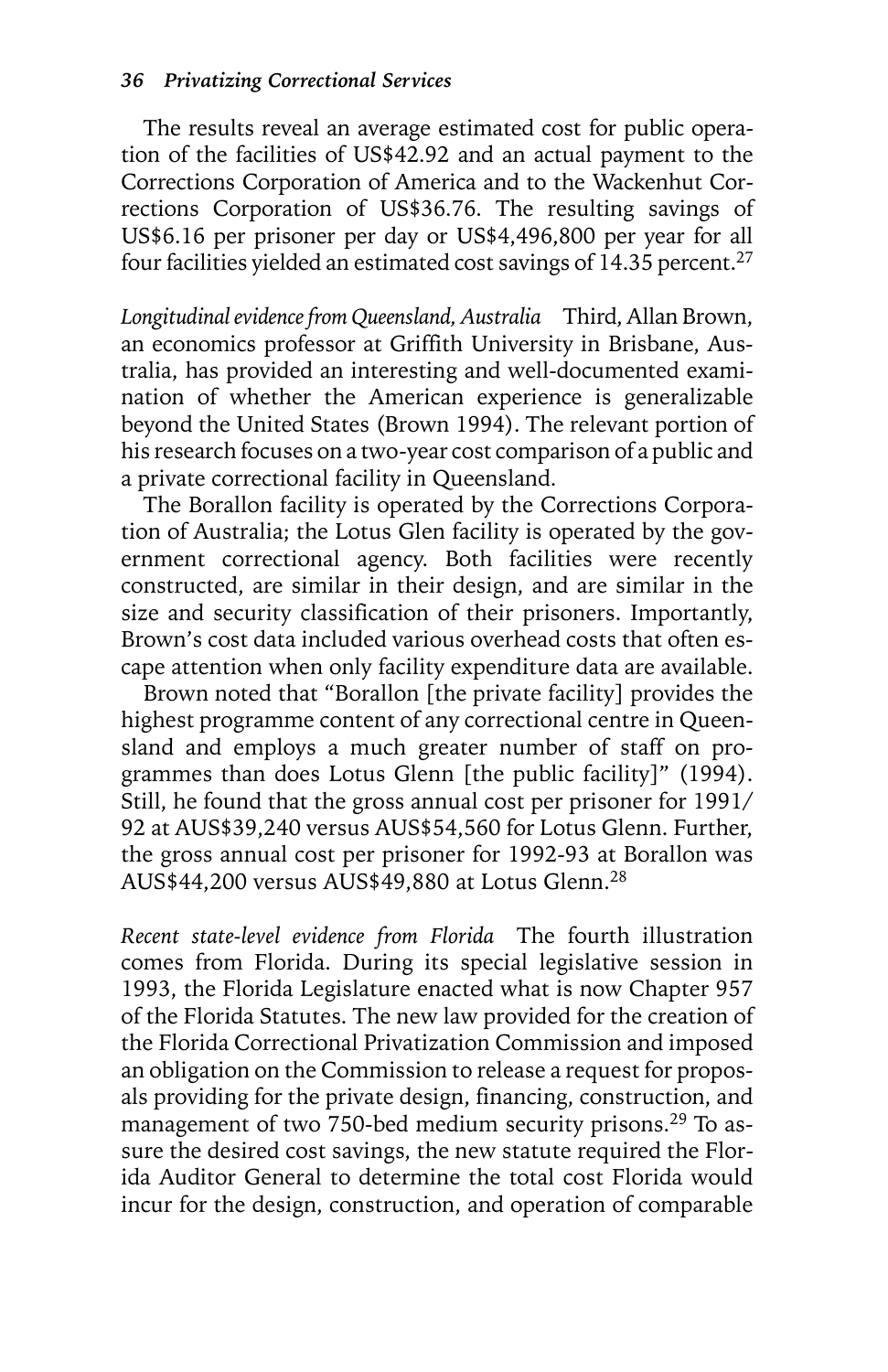The results reveal an average estimated cost for public operation of the facilities of US$42.92 and an actual payment to the Corrections Corporation of America and to the Wackenhut Corrections Corporation of US$36.76. The resulting savings of US$6.16 per prisoner per day or US$4,496,800 per year for all four facilities yielded an estimated cost savings of 14.35 percent.[27]

*Longitudinal evidence from Queensland, Australia* Third, Allan Brown, an economics professor at Griffith University in Brisbane, Australia, has provided an interesting and well-documented examination of whether the American experience is generalizable beyond the United States (Brown 1994). The relevant portion of his research focuses on a two-year cost comparison of a public and a private correctional facility in Queensland.

The Borallon facility is operated by the Corrections Corporation of Australia; the Lotus Glen facility is operated by the government correctional agency. Both facilities were recently constructed, are similar in their design, and are similar in the size and security classification of their prisoners. Importantly, Brown's cost data included various overhead costs that often escape attention when only facility expenditure data are available.

Brown noted that "Borallon [the private facility] provides the highest programme content of any correctional centre in Queensland and employs a much greater number of staff on programmes than does Lotus Glenn [the public facility]" (1994). Still, he found that the gross annual cost per prisoner for 1991/92 at AUS$39,240 versus AUS$54,560 for Lotus Glenn. Further, the gross annual cost per prisoner for 1992-93 at Borallon was AUS$44,200 versus AUS$49,880 at Lotus Glenn.[28]

*Recent state-level evidence from Florida* The fourth illustration comes from Florida. During its special legislative session in 1993, the Florida Legislature enacted what is now Chapter 957 of the Florida Statutes. The new law provided for the creation of the Florida Correctional Privatization Commission and imposed an obligation on the Commission to release a request for proposals providing for the private design, financing, construction, and management of two 750-bed medium security prisons.[29] To assure the desired cost savings, the new statute required the Florida Auditor General to determine the total cost Florida would incur for the design, construction, and operation of comparable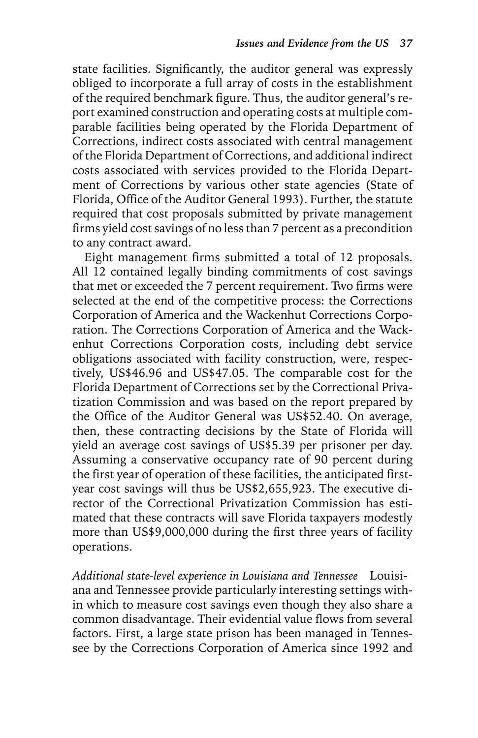state facilities. Significantly, the auditor general was expressly obliged to incorporate a full array of costs in the establishment of the required benchmark figure. Thus, the auditor general's report examined construction and operating costs at multiple comparable facilities being operated by the Florida Department of Corrections, indirect costs associated with central management of the Florida Department of Corrections, and additional indirect costs associated with services provided to the Florida Department of Corrections by various other state agencies (State of Florida, Office of the Auditor General 1993). Further, the statute required that cost proposals submitted by private management firms yield cost savings of no less than 7 percent as a precondition to any contract award.

Eight management firms submitted a total of 12 proposals. All 12 contained legally binding commitments of cost savings that met or exceeded the 7 percent requirement. Two firms were selected at the end of the competitive process: the Corrections Corporation of America and the Wackenhut Corrections Corporation. The Corrections Corporation of America and the Wackenhut Corrections Corporation costs, including debt service obligations associated with facility construction, were, respectively, US$46.96 and US$47.05. The comparable cost for the Florida Department of Corrections set by the Correctional Privatization Commission and was based on the report prepared by the Office of the Auditor General was US$52.40. On average, then, these contracting decisions by the State of Florida will yield an average cost savings of US$5.39 per prisoner per day. Assuming a conservative occupancy rate of 90 percent during the first year of operation of these facilities, the anticipated first-year cost savings will thus be US$2,655,923. The executive director of the Correctional Privatization Commission has estimated that these contracts will save Florida taxpayers modestly more than US$9,000,000 during the first three years of facility operations.

*Additional state-level experience in Louisiana and Tennessee* Louisiana and Tennessee provide particularly interesting settings within which to measure cost savings even though they also share a common disadvantage. Their evidential value flows from several factors. First, a large state prison has been managed in Tennessee by the Corrections Corporation of America since 1992 and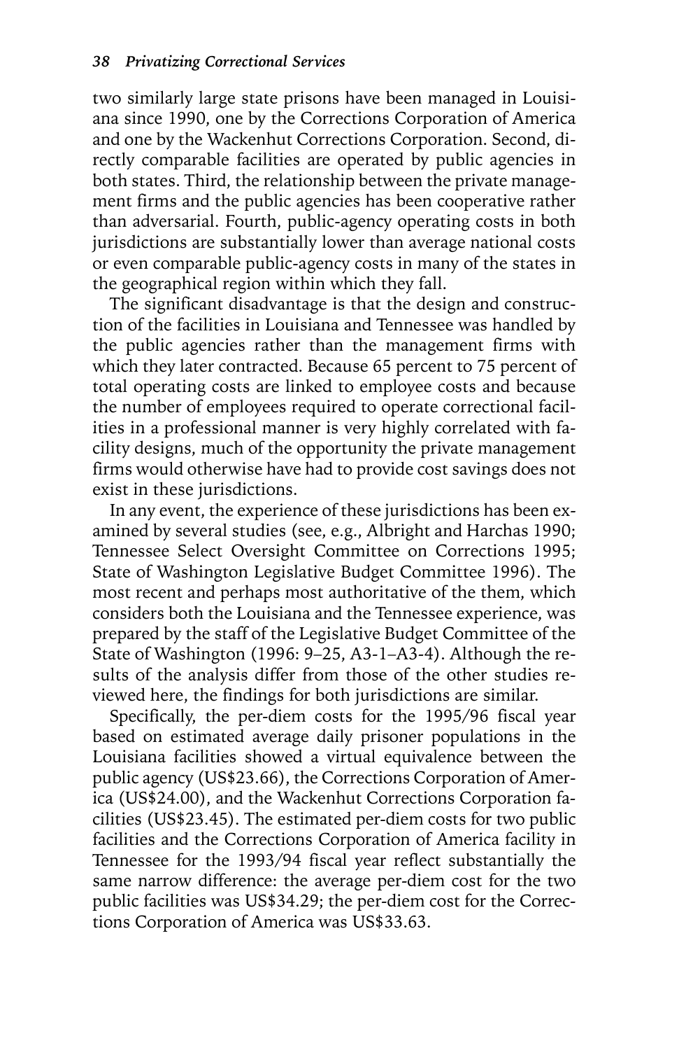two similarly large state prisons have been managed in Louisiana since 1990, one by the Corrections Corporation of America and one by the Wackenhut Corrections Corporation. Second, directly comparable facilities are operated by public agencies in both states. Third, the relationship between the private management firms and the public agencies has been cooperative rather than adversarial. Fourth, public-agency operating costs in both jurisdictions are substantially lower than average national costs or even comparable public-agency costs in many of the states in the geographical region within which they fall.

The significant disadvantage is that the design and construction of the facilities in Louisiana and Tennessee was handled by the public agencies rather than the management firms with which they later contracted. Because 65 percent to 75 percent of total operating costs are linked to employee costs and because the number of employees required to operate correctional facilities in a professional manner is very highly correlated with facility designs, much of the opportunity the private management firms would otherwise have had to provide cost savings does not exist in these jurisdictions.

In any event, the experience of these jurisdictions has been examined by several studies (see, e.g., Albright and Harchas 1990; Tennessee Select Oversight Committee on Corrections 1995; State of Washington Legislative Budget Committee 1996). The most recent and perhaps most authoritative of the them, which considers both the Louisiana and the Tennessee experience, was prepared by the staff of the Legislative Budget Committee of the State of Washington (1996: 9–25, A3-1–A3-4). Although the results of the analysis differ from those of the other studies reviewed here, the findings for both jurisdictions are similar.

Specifically, the per-diem costs for the 1995/96 fiscal year based on estimated average daily prisoner populations in the Louisiana facilities showed a virtual equivalence between the public agency (US$23.66), the Corrections Corporation of America (US$24.00), and the Wackenhut Corrections Corporation facilities (US$23.45). The estimated per-diem costs for two public facilities and the Corrections Corporation of America facility in Tennessee for the 1993/94 fiscal year reflect substantially the same narrow difference: the average per-diem cost for the two public facilities was US$34.29; the per-diem cost for the Corrections Corporation of America was US$33.63.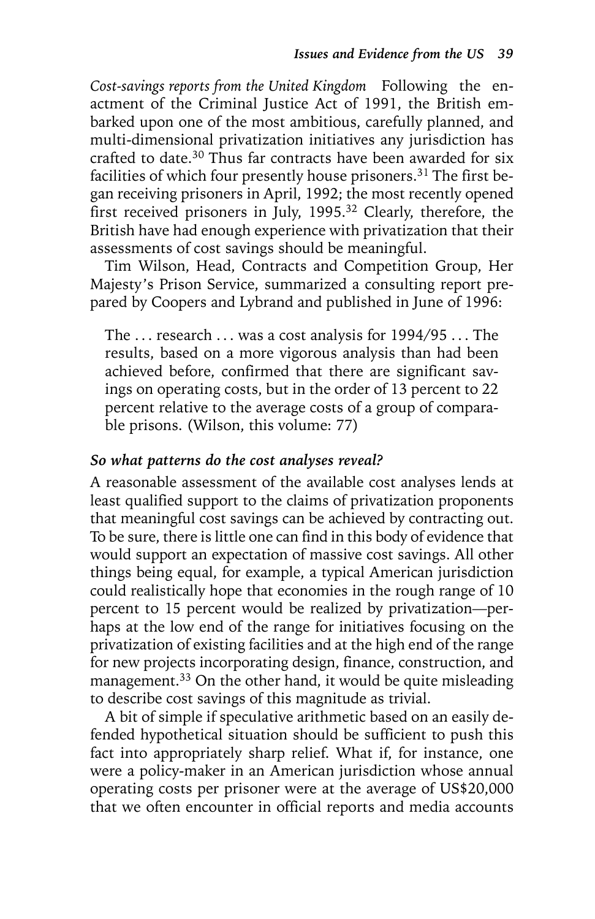*Cost-savings reports from the United Kingdom* Following the enactment of the Criminal Justice Act of 1991, the British embarked upon one of the most ambitious, carefully planned, and multi-dimensional privatization initiatives any jurisdiction has crafted to date.[30] Thus far contracts have been awarded for six facilities of which four presently house prisoners.[31] The first began receiving prisoners in April, 1992; the most recently opened first received prisoners in July, 1995.[32] Clearly, therefore, the British have had enough experience with privatization that their assessments of cost savings should be meaningful.

Tim Wilson, Head, Contracts and Competition Group, Her Majesty's Prison Service, summarized a consulting report prepared by Coopers and Lybrand and published in June of 1996:

> The ... research ... was a cost analysis for 1994/95 ... The results, based on a more vigorous analysis than had been achieved before, confirmed that there are significant savings on operating costs, but in the order of 13 percent to 22 percent relative to the average costs of a group of comparable prisons. (Wilson, this volume: 77)

### *So what patterns do the cost analyses reveal?*

A reasonable assessment of the available cost analyses lends at least qualified support to the claims of privatization proponents that meaningful cost savings can be achieved by contracting out. To be sure, there is little one can find in this body of evidence that would support an expectation of massive cost savings. All other things being equal, for example, a typical American jurisdiction could realistically hope that economies in the rough range of 10 percent to 15 percent would be realized by privatization—perhaps at the low end of the range for initiatives focusing on the privatization of existing facilities and at the high end of the range for new projects incorporating design, finance, construction, and management.[33] On the other hand, it would be quite misleading to describe cost savings of this magnitude as trivial.

A bit of simple if speculative arithmetic based on an easily defended hypothetical situation should be sufficient to push this fact into appropriately sharp relief. What if, for instance, one were a policy-maker in an American jurisdiction whose annual operating costs per prisoner were at the average of US$20,000 that we often encounter in official reports and media accounts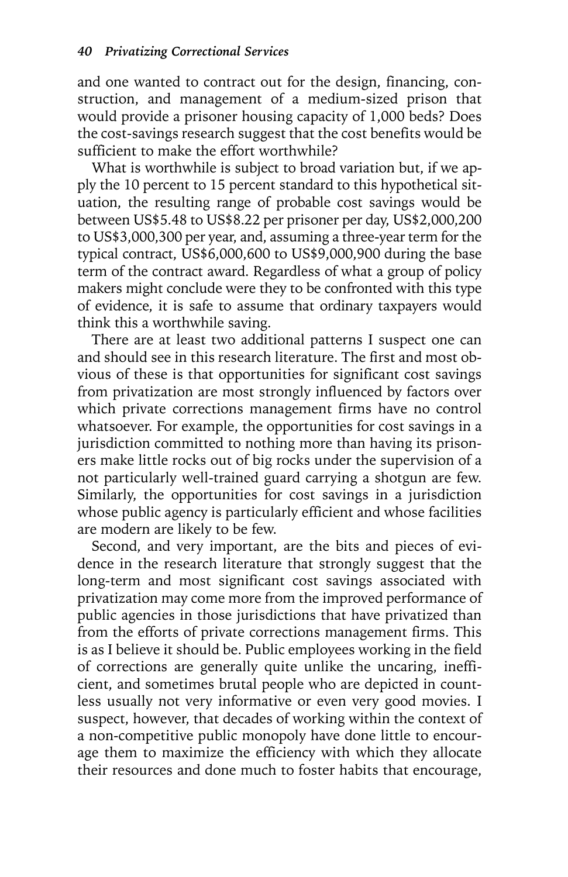and one wanted to contract out for the design, financing, construction, and management of a medium-sized prison that would provide a prisoner housing capacity of 1,000 beds? Does the cost-savings research suggest that the cost benefits would be sufficient to make the effort worthwhile?

What is worthwhile is subject to broad variation but, if we apply the 10 percent to 15 percent standard to this hypothetical situation, the resulting range of probable cost savings would be between US$5.48 to US$8.22 per prisoner per day, US$2,000,200 to US$3,000,300 per year, and, assuming a three-year term for the typical contract, US$6,000,600 to US$9,000,900 during the base term of the contract award. Regardless of what a group of policy makers might conclude were they to be confronted with this type of evidence, it is safe to assume that ordinary taxpayers would think this a worthwhile saving.

There are at least two additional patterns I suspect one can and should see in this research literature. The first and most obvious of these is that opportunities for significant cost savings from privatization are most strongly influenced by factors over which private corrections management firms have no control whatsoever. For example, the opportunities for cost savings in a jurisdiction committed to nothing more than having its prisoners make little rocks out of big rocks under the supervision of a not particularly well-trained guard carrying a shotgun are few. Similarly, the opportunities for cost savings in a jurisdiction whose public agency is particularly efficient and whose facilities are modern are likely to be few.

Second, and very important, are the bits and pieces of evidence in the research literature that strongly suggest that the long-term and most significant cost savings associated with privatization may come more from the improved performance of public agencies in those jurisdictions that have privatized than from the efforts of private corrections management firms. This is as I believe it should be. Public employees working in the field of corrections are generally quite unlike the uncaring, inefficient, and sometimes brutal people who are depicted in countless usually not very informative or even very good movies. I suspect, however, that decades of working within the context of a non-competitive public monopoly have done little to encourage them to maximize the efficiency with which they allocate their resources and done much to foster habits that encourage,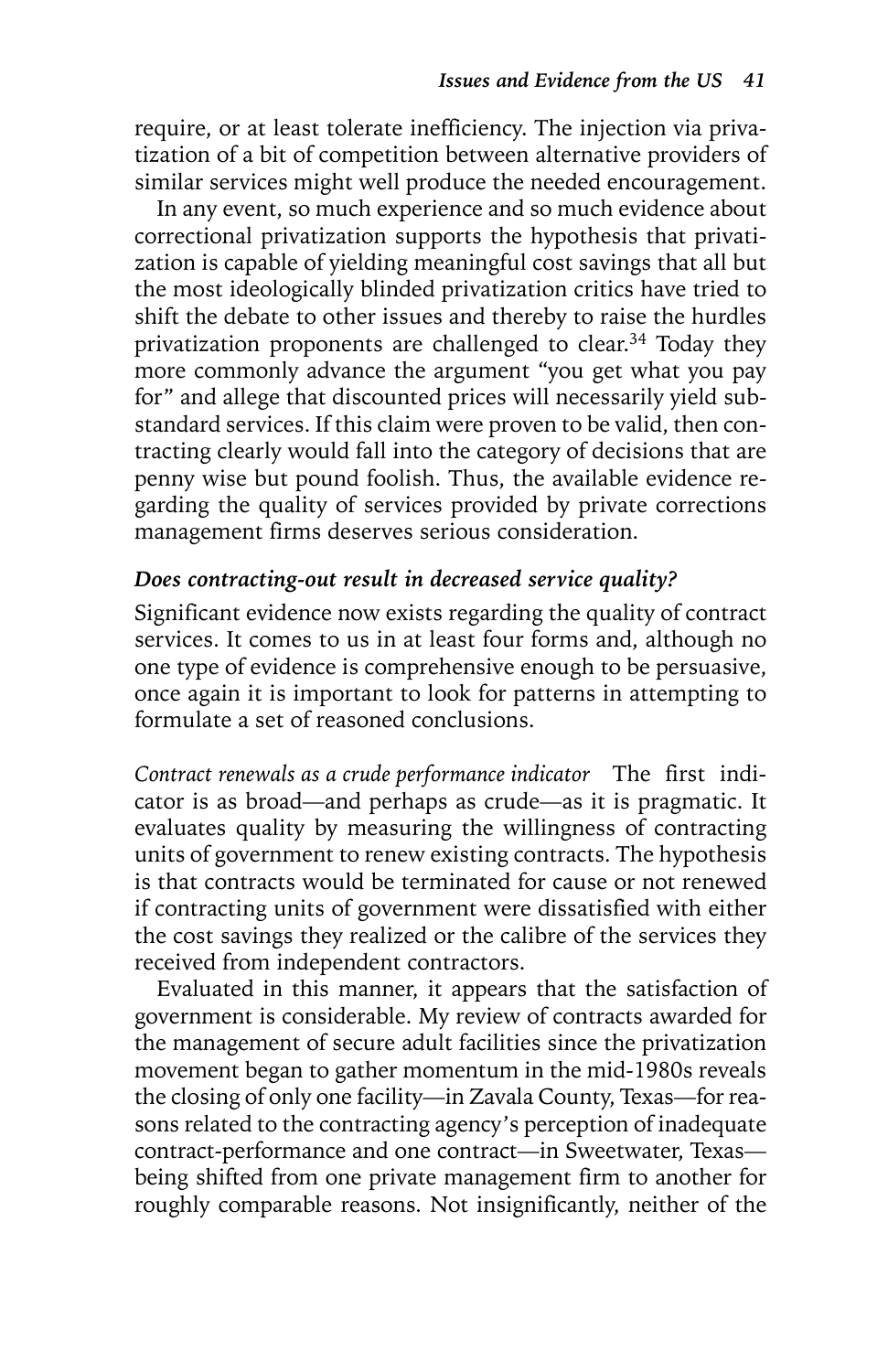require, or at least tolerate inefficiency. The injection via privatization of a bit of competition between alternative providers of similar services might well produce the needed encouragement.

In any event, so much experience and so much evidence about correctional privatization supports the hypothesis that privatization is capable of yielding meaningful cost savings that all but the most ideologically blinded privatization critics have tried to shift the debate to other issues and thereby to raise the hurdles privatization proponents are challenged to clear.[34] Today they more commonly advance the argument "you get what you pay for" and allege that discounted prices will necessarily yield substandard services. If this claim were proven to be valid, then contracting clearly would fall into the category of decisions that are penny wise but pound foolish. Thus, the available evidence regarding the quality of services provided by private corrections management firms deserves serious consideration.

### *Does contracting-out result in decreased service quality?*

Significant evidence now exists regarding the quality of contract services. It comes to us in at least four forms and, although no one type of evidence is comprehensive enough to be persuasive, once again it is important to look for patterns in attempting to formulate a set of reasoned conclusions.

*Contract renewals as a crude performance indicator* The first indicator is as broad—and perhaps as crude—as it is pragmatic. It evaluates quality by measuring the willingness of contracting units of government to renew existing contracts. The hypothesis is that contracts would be terminated for cause or not renewed if contracting units of government were dissatisfied with either the cost savings they realized or the calibre of the services they received from independent contractors.

Evaluated in this manner, it appears that the satisfaction of government is considerable. My review of contracts awarded for the management of secure adult facilities since the privatization movement began to gather momentum in the mid-1980s reveals the closing of only one facility—in Zavala County, Texas—for reasons related to the contracting agency's perception of inadequate contract-performance and one contract—in Sweetwater, Texas—being shifted from one private management firm to another for roughly comparable reasons. Not insignificantly, neither of the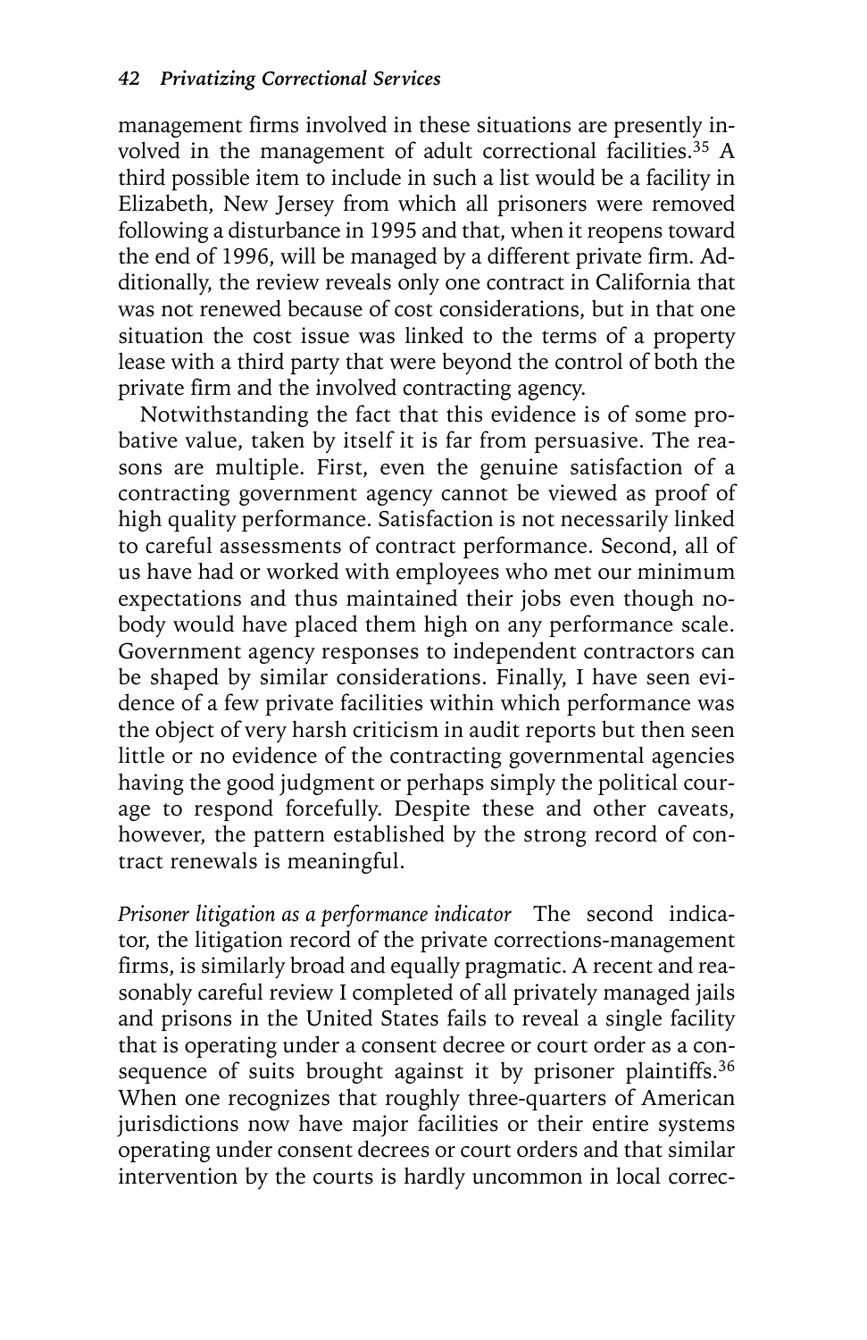management firms involved in these situations are presently involved in the management of adult correctional facilities.[35] A third possible item to include in such a list would be a facility in Elizabeth, New Jersey from which all prisoners were removed following a disturbance in 1995 and that, when it reopens toward the end of 1996, will be managed by a different private firm. Additionally, the review reveals only one contract in California that was not renewed because of cost considerations, but in that one situation the cost issue was linked to the terms of a property lease with a third party that were beyond the control of both the private firm and the involved contracting agency.

Notwithstanding the fact that this evidence is of some probative value, taken by itself it is far from persuasive. The reasons are multiple. First, even the genuine satisfaction of a contracting government agency cannot be viewed as proof of high quality performance. Satisfaction is not necessarily linked to careful assessments of contract performance. Second, all of us have had or worked with employees who met our minimum expectations and thus maintained their jobs even though nobody would have placed them high on any performance scale. Government agency responses to independent contractors can be shaped by similar considerations. Finally, I have seen evidence of a few private facilities within which performance was the object of very harsh criticism in audit reports but then seen little or no evidence of the contracting governmental agencies having the good judgment or perhaps simply the political courage to respond forcefully. Despite these and other caveats, however, the pattern established by the strong record of contract renewals is meaningful.

*Prisoner litigation as a performance indicator* The second indicator, the litigation record of the private corrections-management firms, is similarly broad and equally pragmatic. A recent and reasonably careful review I completed of all privately managed jails and prisons in the United States fails to reveal a single facility that is operating under a consent decree or court order as a consequence of suits brought against it by prisoner plaintiffs.[36] When one recognizes that roughly three-quarters of American jurisdictions now have major facilities or their entire systems operating under consent decrees or court orders and that similar intervention by the courts is hardly uncommon in local correc-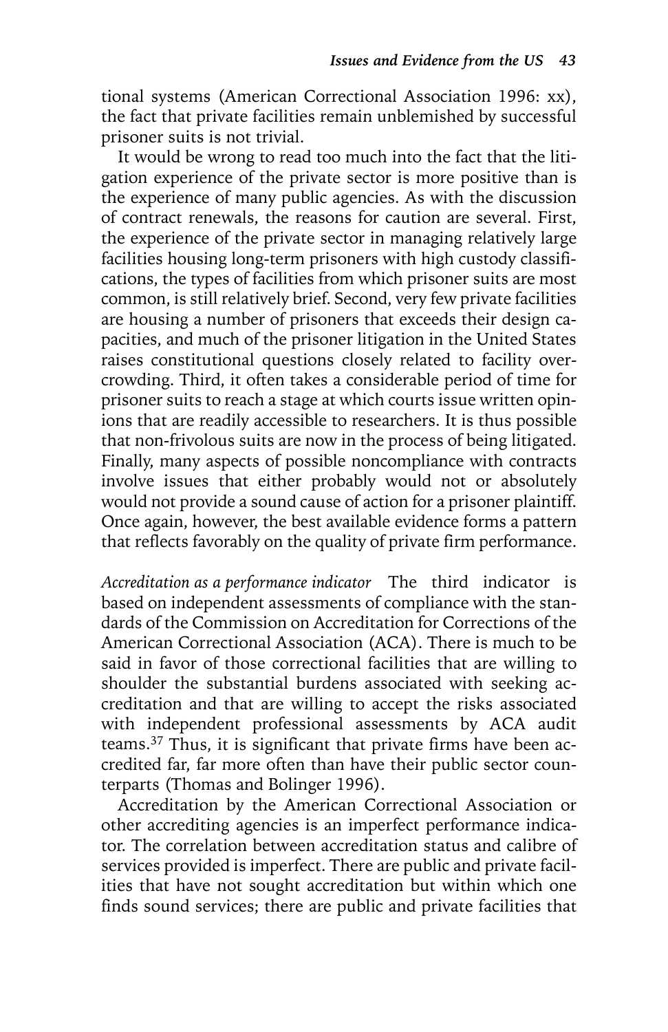tional systems (American Correctional Association 1996: xx), the fact that private facilities remain unblemished by successful prisoner suits is not trivial.

It would be wrong to read too much into the fact that the litigation experience of the private sector is more positive than is the experience of many public agencies. As with the discussion of contract renewals, the reasons for caution are several. First, the experience of the private sector in managing relatively large facilities housing long-term prisoners with high custody classifications, the types of facilities from which prisoner suits are most common, is still relatively brief. Second, very few private facilities are housing a number of prisoners that exceeds their design capacities, and much of the prisoner litigation in the United States raises constitutional questions closely related to facility overcrowding. Third, it often takes a considerable period of time for prisoner suits to reach a stage at which courts issue written opinions that are readily accessible to researchers. It is thus possible that non-frivolous suits are now in the process of being litigated. Finally, many aspects of possible noncompliance with contracts involve issues that either probably would not or absolutely would not provide a sound cause of action for a prisoner plaintiff. Once again, however, the best available evidence forms a pattern that reflects favorably on the quality of private firm performance.

*Accreditation as a performance indicator* The third indicator is based on independent assessments of compliance with the standards of the Commission on Accreditation for Corrections of the American Correctional Association (ACA). There is much to be said in favor of those correctional facilities that are willing to shoulder the substantial burdens associated with seeking accreditation and that are willing to accept the risks associated with independent professional assessments by ACA audit teams.[37] Thus, it is significant that private firms have been accredited far, far more often than have their public sector counterparts (Thomas and Bolinger 1996).

Accreditation by the American Correctional Association or other accrediting agencies is an imperfect performance indicator. The correlation between accreditation status and calibre of services provided is imperfect. There are public and private facilities that have not sought accreditation but within which one finds sound services; there are public and private facilities that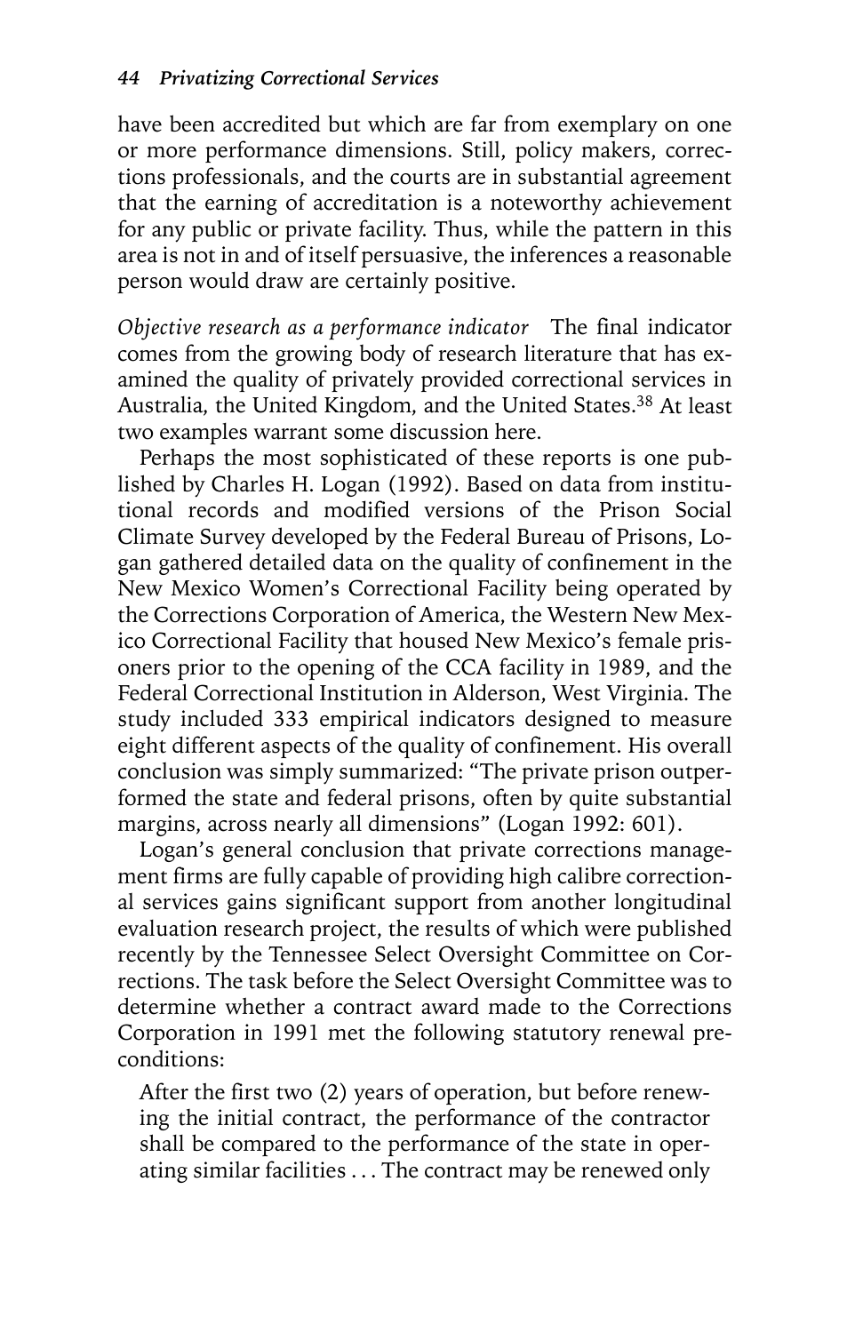have been accredited but which are far from exemplary on one or more performance dimensions. Still, policy makers, corrections professionals, and the courts are in substantial agreement that the earning of accreditation is a noteworthy achievement for any public or private facility. Thus, while the pattern in this area is not in and of itself persuasive, the inferences a reasonable person would draw are certainly positive.

*Objective research as a performance indicator* The final indicator comes from the growing body of research literature that has examined the quality of privately provided correctional services in Australia, the United Kingdom, and the United States.[38] At least two examples warrant some discussion here.

Perhaps the most sophisticated of these reports is one published by Charles H. Logan (1992). Based on data from institutional records and modified versions of the Prison Social Climate Survey developed by the Federal Bureau of Prisons, Logan gathered detailed data on the quality of confinement in the New Mexico Women's Correctional Facility being operated by the Corrections Corporation of America, the Western New Mexico Correctional Facility that housed New Mexico's female prisoners prior to the opening of the CCA facility in 1989, and the Federal Correctional Institution in Alderson, West Virginia. The study included 333 empirical indicators designed to measure eight different aspects of the quality of confinement. His overall conclusion was simply summarized: "The private prison outperformed the state and federal prisons, often by quite substantial margins, across nearly all dimensions" (Logan 1992: 601).

Logan's general conclusion that private corrections management firms are fully capable of providing high calibre correctional services gains significant support from another longitudinal evaluation research project, the results of which were published recently by the Tennessee Select Oversight Committee on Corrections. The task before the Select Oversight Committee was to determine whether a contract award made to the Corrections Corporation in 1991 met the following statutory renewal preconditions:

> After the first two (2) years of operation, but before renewing the initial contract, the performance of the contractor shall be compared to the performance of the state in operating similar facilities . . . The contract may be renewed only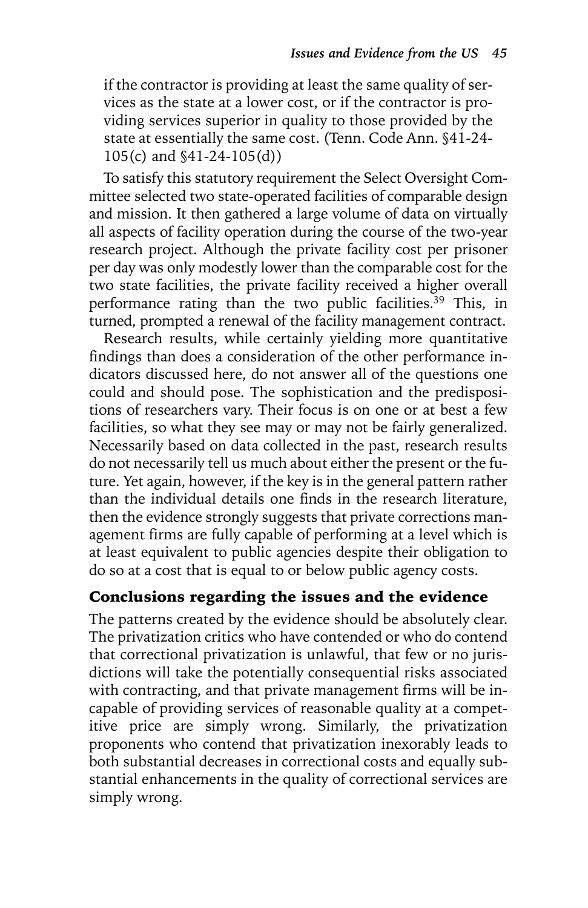if the contractor is providing at least the same quality of services as the state at a lower cost, or if the contractor is providing services superior in quality to those provided by the state at essentially the same cost. (Tenn. Code Ann. §41-24-105(c) and §41-24-105(d))

To satisfy this statutory requirement the Select Oversight Committee selected two state-operated facilities of comparable design and mission. It then gathered a large volume of data on virtually all aspects of facility operation during the course of the two-year research project. Although the private facility cost per prisoner per day was only modestly lower than the comparable cost for the two state facilities, the private facility received a higher overall performance rating than the two public facilities.[39] This, in turned, prompted a renewal of the facility management contract.

Research results, while certainly yielding more quantitative findings than does a consideration of the other performance indicators discussed here, do not answer all of the questions one could and should pose. The sophistication and the predispositions of researchers vary. Their focus is on one or at best a few facilities, so what they see may or may not be fairly generalized. Necessarily based on data collected in the past, research results do not necessarily tell us much about either the present or the future. Yet again, however, if the key is in the general pattern rather than the individual details one finds in the research literature, then the evidence strongly suggests that private corrections management firms are fully capable of performing at a level which is at least equivalent to public agencies despite their obligation to do so at a cost that is equal to or below public agency costs.

## Conclusions regarding the issues and the evidence

The patterns created by the evidence should be absolutely clear. The privatization critics who have contended or who do contend that correctional privatization is unlawful, that few or no jurisdictions will take the potentially consequential risks associated with contracting, and that private management firms will be incapable of providing services of reasonable quality at a competitive price are simply wrong. Similarly, the privatization proponents who contend that privatization inexorably leads to both substantial decreases in correctional costs and equally substantial enhancements in the quality of correctional services are simply wrong.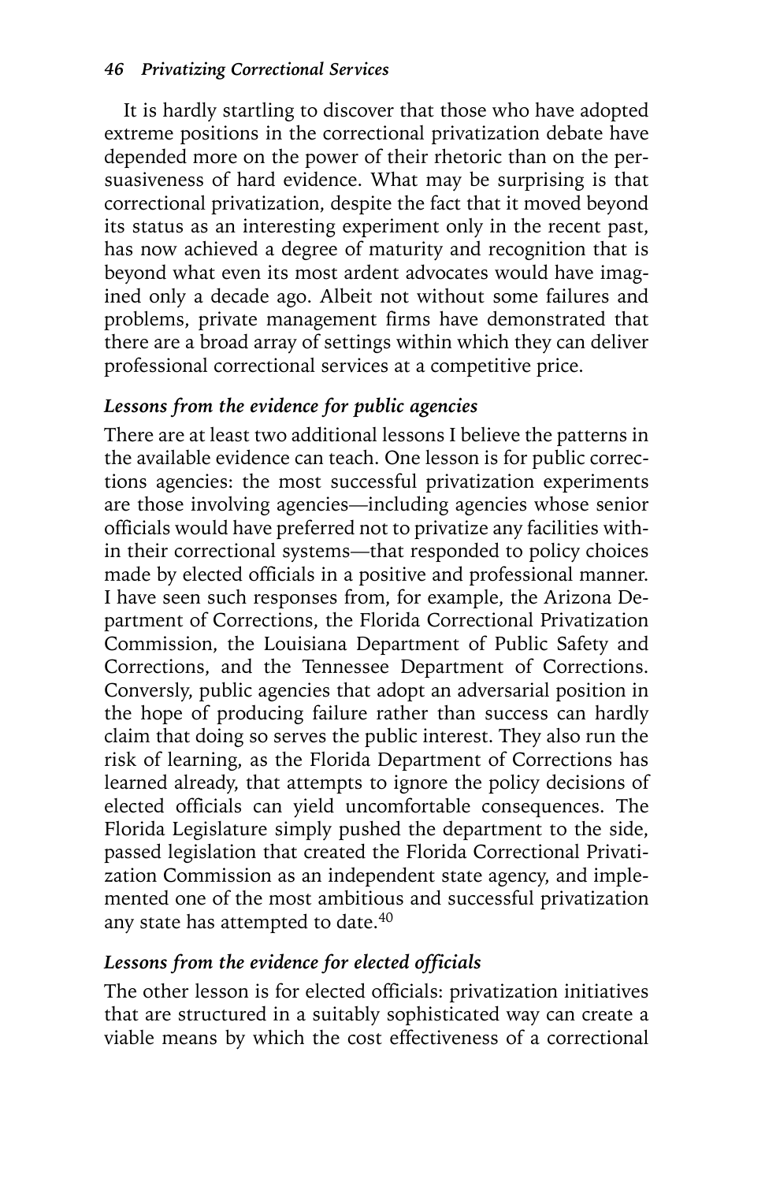It is hardly startling to discover that those who have adopted extreme positions in the correctional privatization debate have depended more on the power of their rhetoric than on the persuasiveness of hard evidence. What may be surprising is that correctional privatization, despite the fact that it moved beyond its status as an interesting experiment only in the recent past, has now achieved a degree of maturity and recognition that is beyond what even its most ardent advocates would have imagined only a decade ago. Albeit not without some failures and problems, private management firms have demonstrated that there are a broad array of settings within which they can deliver professional correctional services at a competitive price.

### *Lessons from the evidence for public agencies*

There are at least two additional lessons I believe the patterns in the available evidence can teach. One lesson is for public corrections agencies: the most successful privatization experiments are those involving agencies—including agencies whose senior officials would have preferred not to privatize any facilities within their correctional systems—that responded to policy choices made by elected officials in a positive and professional manner. I have seen such responses from, for example, the Arizona Department of Corrections, the Florida Correctional Privatization Commission, the Louisiana Department of Public Safety and Corrections, and the Tennessee Department of Corrections. Conversely, public agencies that adopt an adversarial position in the hope of producing failure rather than success can hardly claim that doing so serves the public interest. They also run the risk of learning, as the Florida Department of Corrections has learned already, that attempts to ignore the policy decisions of elected officials can yield uncomfortable consequences. The Florida Legislature simply pushed the department to the side, passed legislation that created the Florida Correctional Privatization Commission as an independent state agency, and implemented one of the most ambitious and successful privatization any state has attempted to date.[40]

### *Lessons from the evidence for elected officials*

The other lesson is for elected officials: privatization initiatives that are structured in a suitably sophisticated way can create a viable means by which the cost effectiveness of a correctional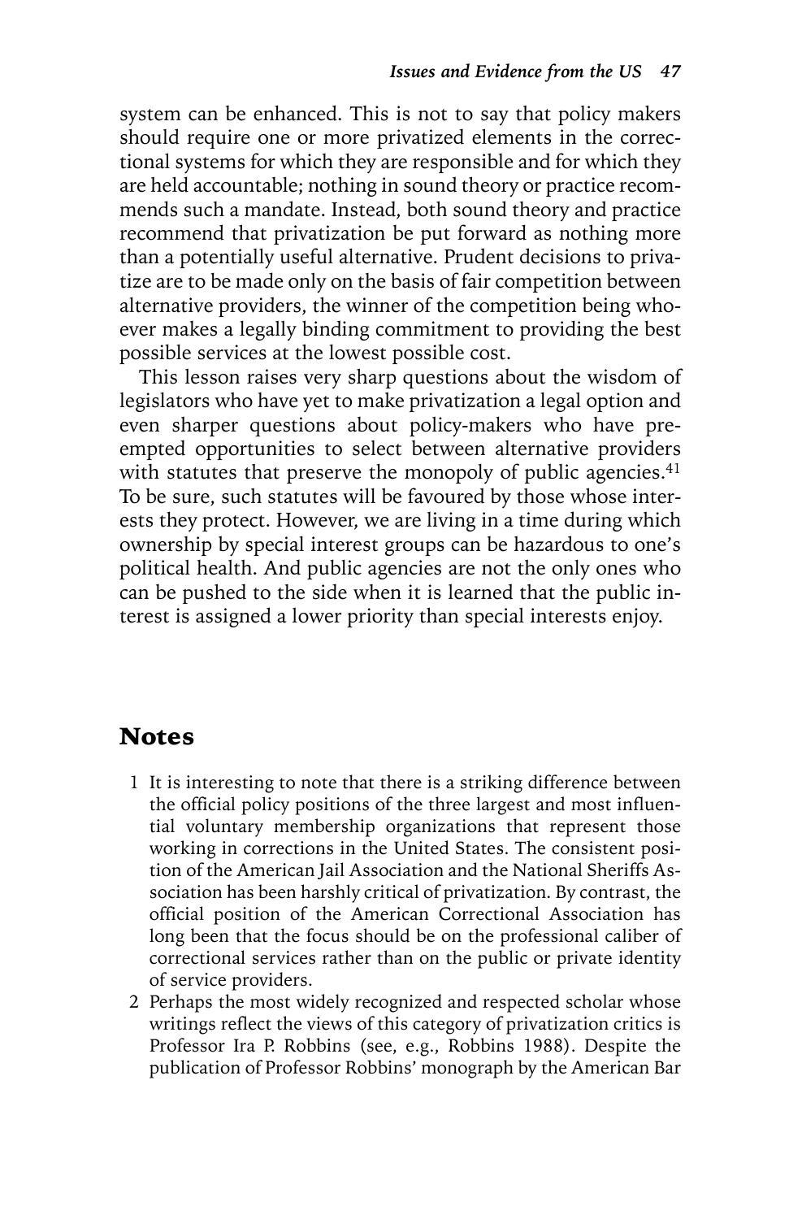system can be enhanced. This is not to say that policy makers should require one or more privatized elements in the correctional systems for which they are responsible and for which they are held accountable; nothing in sound theory or practice recommends such a mandate. Instead, both sound theory and practice recommend that privatization be put forward as nothing more than a potentially useful alternative. Prudent decisions to privatize are to be made only on the basis of fair competition between alternative providers, the winner of the competition being whoever makes a legally binding commitment to providing the best possible services at the lowest possible cost.

This lesson raises very sharp questions about the wisdom of legislators who have yet to make privatization a legal option and even sharper questions about policy-makers who have preempted opportunities to select between alternative providers with statutes that preserve the monopoly of public agencies.[41] To be sure, such statutes will be favoured by those whose interests they protect. However, we are living in a time during which ownership by special interest groups can be hazardous to one's political health. And public agencies are not the only ones who can be pushed to the side when it is learned that the public interest is assigned a lower priority than special interests enjoy.

## Notes

1 It is interesting to note that there is a striking difference between the official policy positions of the three largest and most influential voluntary membership organizations that represent those working in corrections in the United States. The consistent position of the American Jail Association and the National Sheriffs Association has been harshly critical of privatization. By contrast, the official position of the American Correctional Association has long been that the focus should be on the professional caliber of correctional services rather than on the public or private identity of service providers.

2 Perhaps the most widely recognized and respected scholar whose writings reflect the views of this category of privatization critics is Professor Ira P. Robbins (see, e.g., Robbins 1988). Despite the publication of Professor Robbins' monograph by the American Bar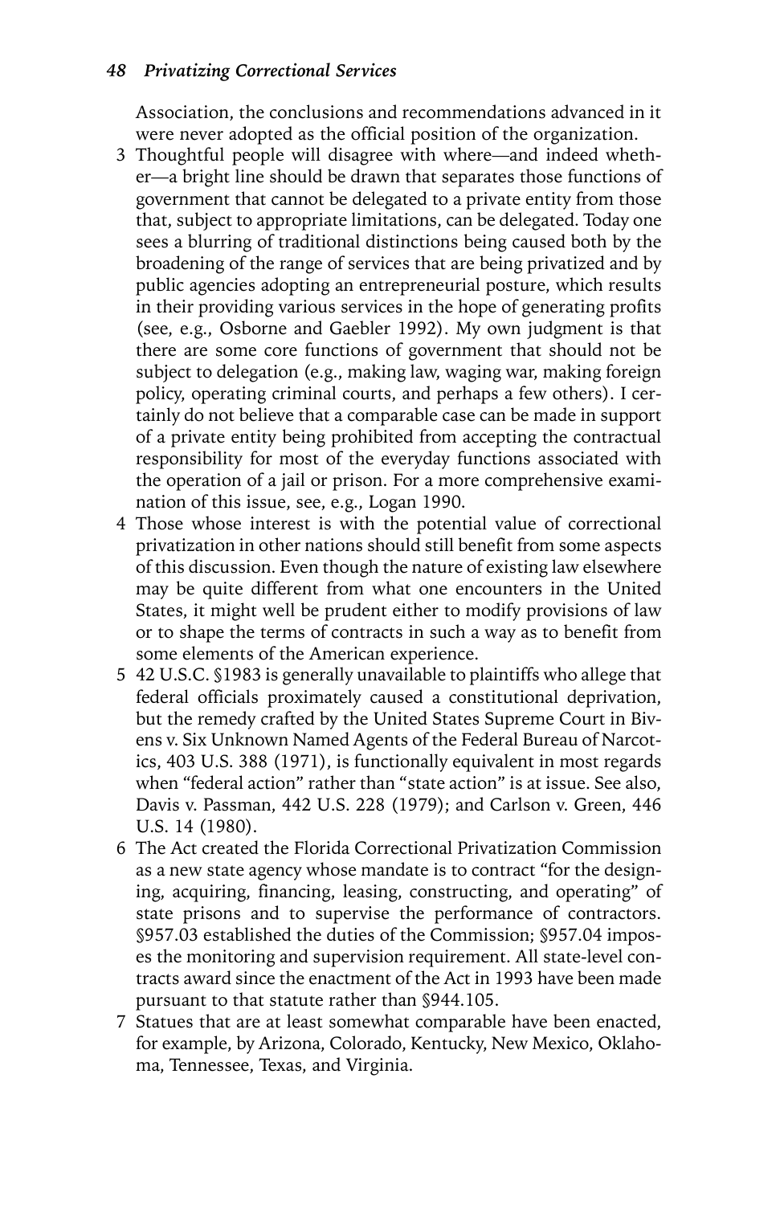Association, the conclusions and recommendations advanced in it were never adopted as the official position of the organization.

3 Thoughtful people will disagree with where—and indeed whether—a bright line should be drawn that separates those functions of government that cannot be delegated to a private entity from those that, subject to appropriate limitations, can be delegated. Today one sees a blurring of traditional distinctions being caused both by the broadening of the range of services that are being privatized and by public agencies adopting an entrepreneurial posture, which results in their providing various services in the hope of generating profits (see, e.g., Osborne and Gaebler 1992). My own judgment is that there are some core functions of government that should not be subject to delegation (e.g., making law, waging war, making foreign policy, operating criminal courts, and perhaps a few others). I certainly do not believe that a comparable case can be made in support of a private entity being prohibited from accepting the contractual responsibility for most of the everyday functions associated with the operation of a jail or prison. For a more comprehensive examination of this issue, see, e.g., Logan 1990.

4 Those whose interest is with the potential value of correctional privatization in other nations should still benefit from some aspects of this discussion. Even though the nature of existing law elsewhere may be quite different from what one encounters in the United States, it might well be prudent either to modify provisions of law or to shape the terms of contracts in such a way as to benefit from some elements of the American experience.

5 42 U.S.C. §1983 is generally unavailable to plaintiffs who allege that federal officials proximately caused a constitutional deprivation, but the remedy crafted by the United States Supreme Court in Bivens v. Six Unknown Named Agents of the Federal Bureau of Narcotics, 403 U.S. 388 (1971), is functionally equivalent in most regards when "federal action" rather than "state action" is at issue. See also, Davis v. Passman, 442 U.S. 228 (1979); and Carlson v. Green, 446 U.S. 14 (1980).

6 The Act created the Florida Correctional Privatization Commission as a new state agency whose mandate is to contract "for the designing, acquiring, financing, leasing, constructing, and operating" of state prisons and to supervise the performance of contractors. §957.03 established the duties of the Commission; §957.04 imposes the monitoring and supervision requirement. All state-level contracts award since the enactment of the Act in 1993 have been made pursuant to that statute rather than §944.105.

7 Statues that are at least somewhat comparable have been enacted, for example, by Arizona, Colorado, Kentucky, New Mexico, Oklahoma, Tennessee, Texas, and Virginia.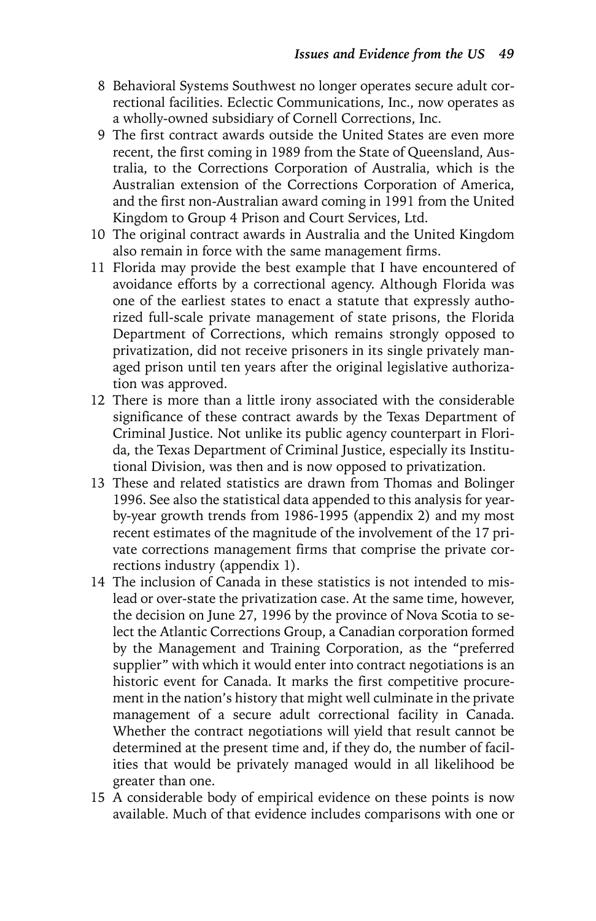8 Behavioral Systems Southwest no longer operates secure adult correctional facilities. Eclectic Communications, Inc., now operates as a wholly-owned subsidiary of Cornell Corrections, Inc.

9 The first contract awards outside the United States are even more recent, the first coming in 1989 from the State of Queensland, Australia, to the Corrections Corporation of Australia, which is the Australian extension of the Corrections Corporation of America, and the first non-Australian award coming in 1991 from the United Kingdom to Group 4 Prison and Court Services, Ltd.

10 The original contract awards in Australia and the United Kingdom also remain in force with the same management firms.

11 Florida may provide the best example that I have encountered of avoidance efforts by a correctional agency. Although Florida was one of the earliest states to enact a statute that expressly authorized full-scale private management of state prisons, the Florida Department of Corrections, which remains strongly opposed to privatization, did not receive prisoners in its single privately managed prison until ten years after the original legislative authorization was approved.

12 There is more than a little irony associated with the considerable significance of these contract awards by the Texas Department of Criminal Justice. Not unlike its public agency counterpart in Florida, the Texas Department of Criminal Justice, especially its Institutional Division, was then and is now opposed to privatization.

13 These and related statistics are drawn from Thomas and Bolinger 1996. See also the statistical data appended to this analysis for year-by-year growth trends from 1986-1995 (appendix 2) and my most recent estimates of the magnitude of the involvement of the 17 private corrections management firms that comprise the private corrections industry (appendix 1).

14 The inclusion of Canada in these statistics is not intended to mislead or over-state the privatization case. At the same time, however, the decision on June 27, 1996 by the province of Nova Scotia to select the Atlantic Corrections Group, a Canadian corporation formed by the Management and Training Corporation, as the "preferred supplier" with which it would enter into contract negotiations is an historic event for Canada. It marks the first competitive procurement in the nation's history that might well culminate in the private management of a secure adult correctional facility in Canada. Whether the contract negotiations will yield that result cannot be determined at the present time and, if they do, the number of facilities that would be privately managed would in all likelihood be greater than one.

15 A considerable body of empirical evidence on these points is now available. Much of that evidence includes comparisons with one or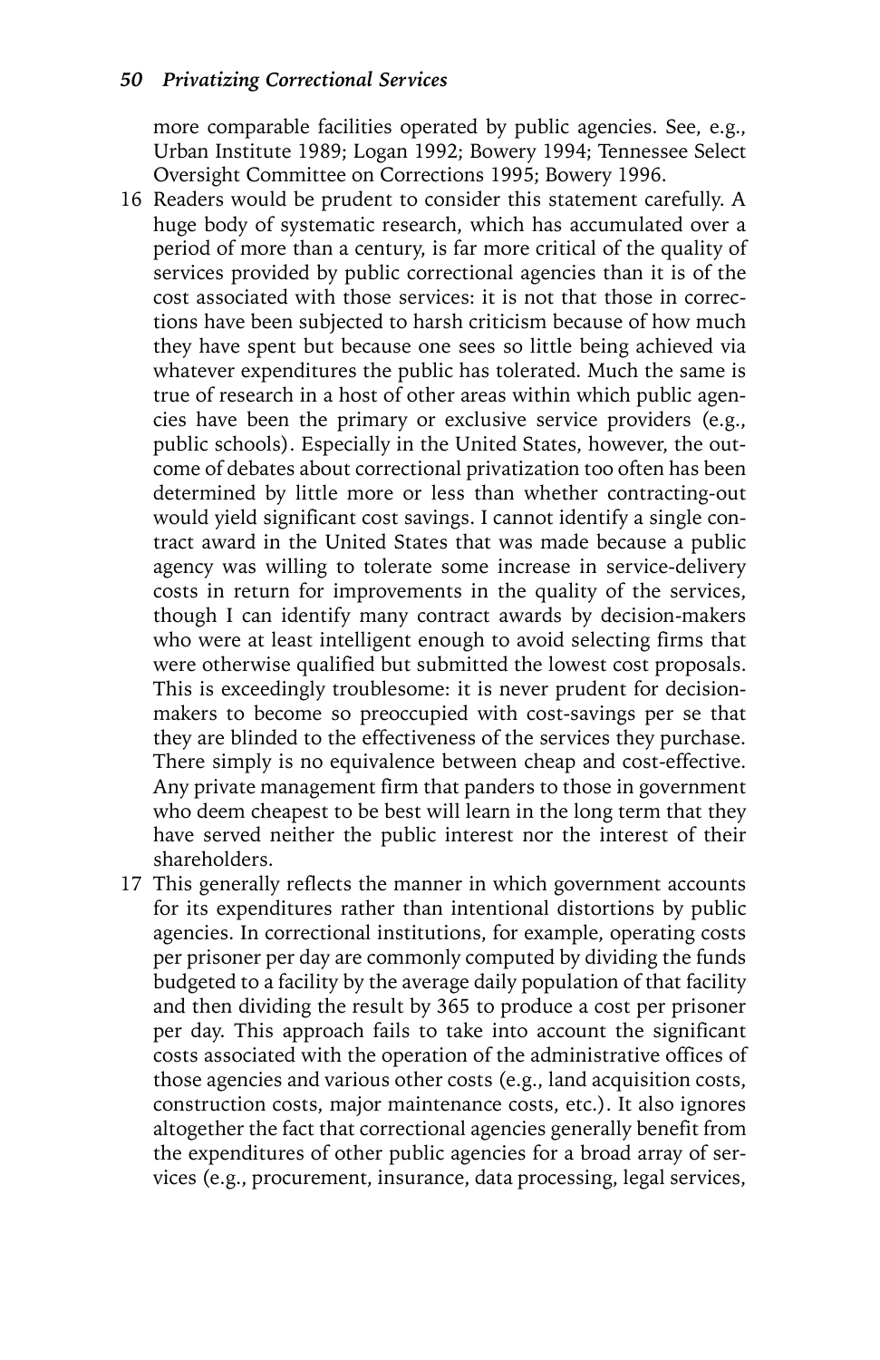more comparable facilities operated by public agencies. See, e.g., Urban Institute 1989; Logan 1992; Bowery 1994; Tennessee Select Oversight Committee on Corrections 1995; Bowery 1996.

16 Readers would be prudent to consider this statement carefully. A huge body of systematic research, which has accumulated over a period of more than a century, is far more critical of the quality of services provided by public correctional agencies than it is of the cost associated with those services: it is not that those in corrections have been subjected to harsh criticism because of how much they have spent but because one sees so little being achieved via whatever expenditures the public has tolerated. Much the same is true of research in a host of other areas within which public agencies have been the primary or exclusive service providers (e.g., public schools). Especially in the United States, however, the outcome of debates about correctional privatization too often has been determined by little more or less than whether contracting-out would yield significant cost savings. I cannot identify a single contract award in the United States that was made because a public agency was willing to tolerate some increase in service-delivery costs in return for improvements in the quality of the services, though I can identify many contract awards by decision-makers who were at least intelligent enough to avoid selecting firms that were otherwise qualified but submitted the lowest cost proposals. This is exceedingly troublesome: it is never prudent for decision-makers to become so preoccupied with cost-savings per se that they are blinded to the effectiveness of the services they purchase. There simply is no equivalence between cheap and cost-effective. Any private management firm that panders to those in government who deem cheapest to be best will learn in the long term that they have served neither the public interest nor the interest of their shareholders.

17 This generally reflects the manner in which government accounts for its expenditures rather than intentional distortions by public agencies. In correctional institutions, for example, operating costs per prisoner per day are commonly computed by dividing the funds budgeted to a facility by the average daily population of that facility and then dividing the result by 365 to produce a cost per prisoner per day. This approach fails to take into account the significant costs associated with the operation of the administrative offices of those agencies and various other costs (e.g., land acquisition costs, construction costs, major maintenance costs, etc.). It also ignores altogether the fact that correctional agencies generally benefit from the expenditures of other public agencies for a broad array of services (e.g., procurement, insurance, data processing, legal services,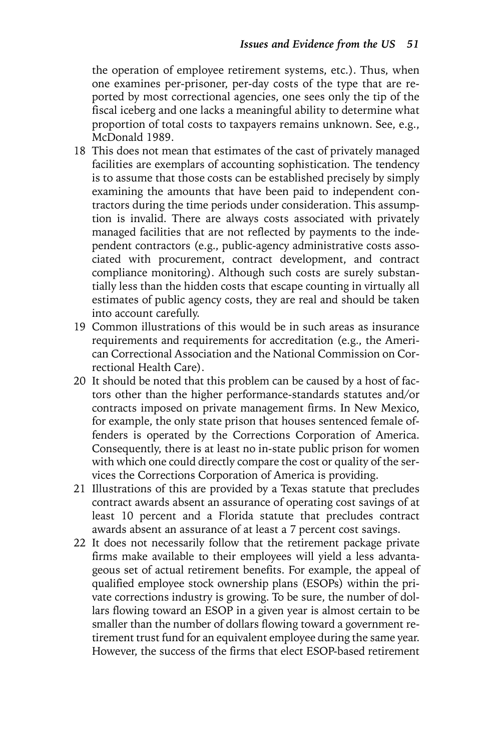the operation of employee retirement systems, etc.). Thus, when one examines per-prisoner, per-day costs of the type that are reported by most correctional agencies, one sees only the tip of the fiscal iceberg and one lacks a meaningful ability to determine what proportion of total costs to taxpayers remains unknown. See, e.g., McDonald 1989.

18 This does not mean that estimates of the cast of privately managed facilities are exemplars of accounting sophistication. The tendency is to assume that those costs can be established precisely by simply examining the amounts that have been paid to independent contractors during the time periods under consideration. This assumption is invalid. There are always costs associated with privately managed facilities that are not reflected by payments to the independent contractors (e.g., public-agency administrative costs associated with procurement, contract development, and contract compliance monitoring). Although such costs are surely substantially less than the hidden costs that escape counting in virtually all estimates of public agency costs, they are real and should be taken into account carefully.

19 Common illustrations of this would be in such areas as insurance requirements and requirements for accreditation (e.g., the American Correctional Association and the National Commission on Correctional Health Care).

20 It should be noted that this problem can be caused by a host of factors other than the higher performance-standards statutes and/or contracts imposed on private management firms. In New Mexico, for example, the only state prison that houses sentenced female offenders is operated by the Corrections Corporation of America. Consequently, there is at least no in-state public prison for women with which one could directly compare the cost or quality of the services the Corrections Corporation of America is providing.

21 Illustrations of this are provided by a Texas statute that precludes contract awards absent an assurance of operating cost savings of at least 10 percent and a Florida statute that precludes contract awards absent an assurance of at least a 7 percent cost savings.

22 It does not necessarily follow that the retirement package private firms make available to their employees will yield a less advantageous set of actual retirement benefits. For example, the appeal of qualified employee stock ownership plans (ESOPs) within the private corrections industry is growing. To be sure, the number of dollars flowing toward an ESOP in a given year is almost certain to be smaller than the number of dollars flowing toward a government retirement trust fund for an equivalent employee during the same year. However, the success of the firms that elect ESOP-based retirement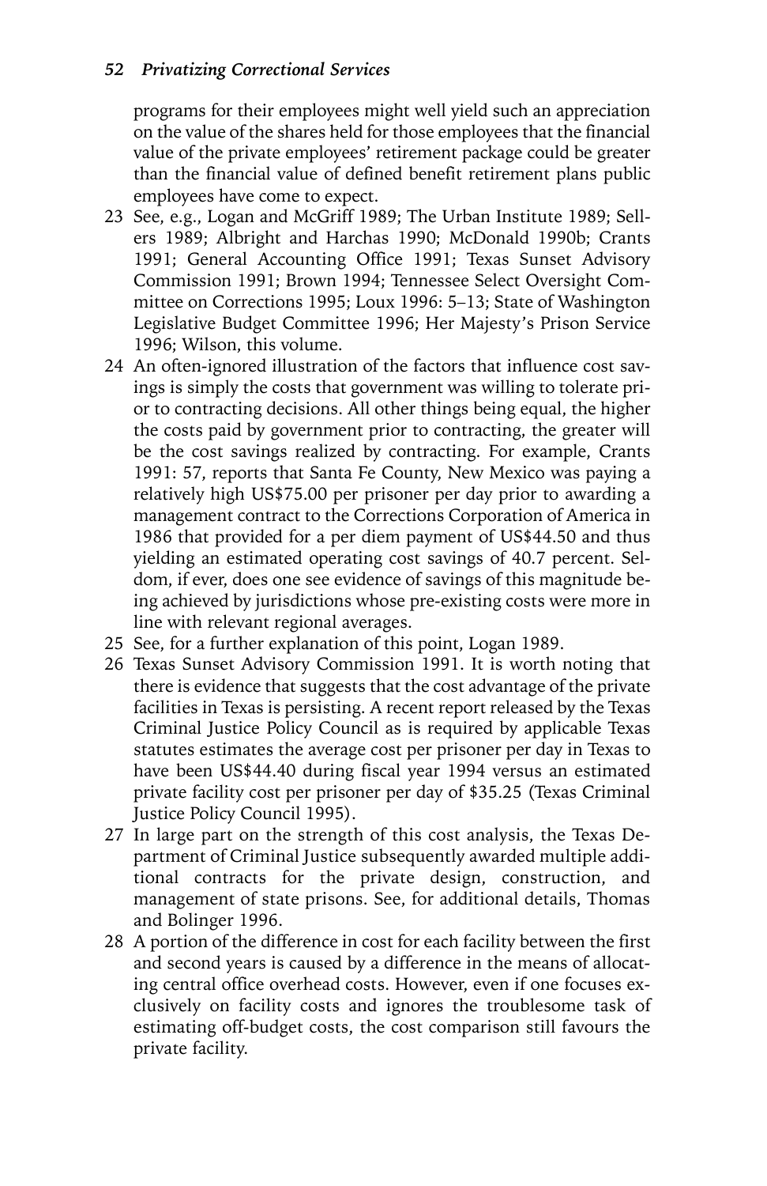programs for their employees might well yield such an appreciation on the value of the shares held for those employees that the financial value of the private employees' retirement package could be greater than the financial value of defined benefit retirement plans public employees have come to expect.

23 See, e.g., Logan and McGriff 1989; The Urban Institute 1989; Sellers 1989; Albright and Harchas 1990; McDonald 1990b; Crants 1991; General Accounting Office 1991; Texas Sunset Advisory Commission 1991; Brown 1994; Tennessee Select Oversight Committee on Corrections 1995; Loux 1996: 5–13; State of Washington Legislative Budget Committee 1996; Her Majesty's Prison Service 1996; Wilson, this volume.

24 An often-ignored illustration of the factors that influence cost savings is simply the costs that government was willing to tolerate prior to contracting decisions. All other things being equal, the higher the costs paid by government prior to contracting, the greater will be the cost savings realized by contracting. For example, Crants 1991: 57, reports that Santa Fe County, New Mexico was paying a relatively high US$75.00 per prisoner per day prior to awarding a management contract to the Corrections Corporation of America in 1986 that provided for a per diem payment of US$44.50 and thus yielding an estimated operating cost savings of 40.7 percent. Seldom, if ever, does one see evidence of savings of this magnitude being achieved by jurisdictions whose pre-existing costs were more in line with relevant regional averages.

25 See, for a further explanation of this point, Logan 1989.

26 Texas Sunset Advisory Commission 1991. It is worth noting that there is evidence that suggests that the cost advantage of the private facilities in Texas is persisting. A recent report released by the Texas Criminal Justice Policy Council as is required by applicable Texas statutes estimates the average cost per prisoner per day in Texas to have been US$44.40 during fiscal year 1994 versus an estimated private facility cost per prisoner per day of $35.25 (Texas Criminal Justice Policy Council 1995).

27 In large part on the strength of this cost analysis, the Texas Department of Criminal Justice subsequently awarded multiple additional contracts for the private design, construction, and management of state prisons. See, for additional details, Thomas and Bolinger 1996.

28 A portion of the difference in cost for each facility between the first and second years is caused by a difference in the means of allocating central office overhead costs. However, even if one focuses exclusively on facility costs and ignores the troublesome task of estimating off-budget costs, the cost comparison still favours the private facility.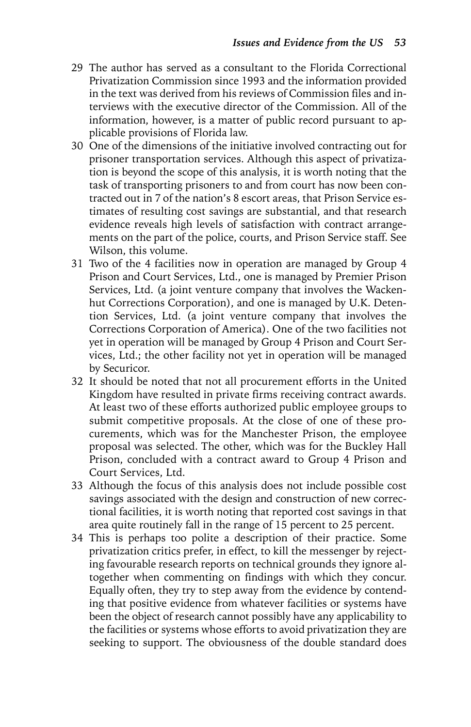29 The author has served as a consultant to the Florida Correctional Privatization Commission since 1993 and the information provided in the text was derived from his reviews of Commission files and interviews with the executive director of the Commission. All of the information, however, is a matter of public record pursuant to applicable provisions of Florida law.

30 One of the dimensions of the initiative involved contracting out for prisoner transportation services. Although this aspect of privatization is beyond the scope of this analysis, it is worth noting that the task of transporting prisoners to and from court has now been contracted out in 7 of the nation's 8 escort areas, that Prison Service estimates of resulting cost savings are substantial, and that research evidence reveals high levels of satisfaction with contract arrangements on the part of the police, courts, and Prison Service staff. See Wilson, this volume.

31 Two of the 4 facilities now in operation are managed by Group 4 Prison and Court Services, Ltd., one is managed by Premier Prison Services, Ltd. (a joint venture company that involves the Wackenhut Corrections Corporation), and one is managed by U.K. Detention Services, Ltd. (a joint venture company that involves the Corrections Corporation of America). One of the two facilities not yet in operation will be managed by Group 4 Prison and Court Services, Ltd.; the other facility not yet in operation will be managed by Securicor.

32 It should be noted that not all procurement efforts in the United Kingdom have resulted in private firms receiving contract awards. At least two of these efforts authorized public employee groups to submit competitive proposals. At the close of one of these procurements, which was for the Manchester Prison, the employee proposal was selected. The other, which was for the Buckley Hall Prison, concluded with a contract award to Group 4 Prison and Court Services, Ltd.

33 Although the focus of this analysis does not include possible cost savings associated with the design and construction of new correctional facilities, it is worth noting that reported cost savings in that area quite routinely fall in the range of 15 percent to 25 percent.

34 This is perhaps too polite a description of their practice. Some privatization critics prefer, in effect, to kill the messenger by rejecting favourable research reports on technical grounds they ignore altogether when commenting on findings with which they concur. Equally often, they try to step away from the evidence by contending that positive evidence from whatever facilities or systems have been the object of research cannot possibly have any applicability to the facilities or systems whose efforts to avoid privatization they are seeking to support. The obviousness of the double standard does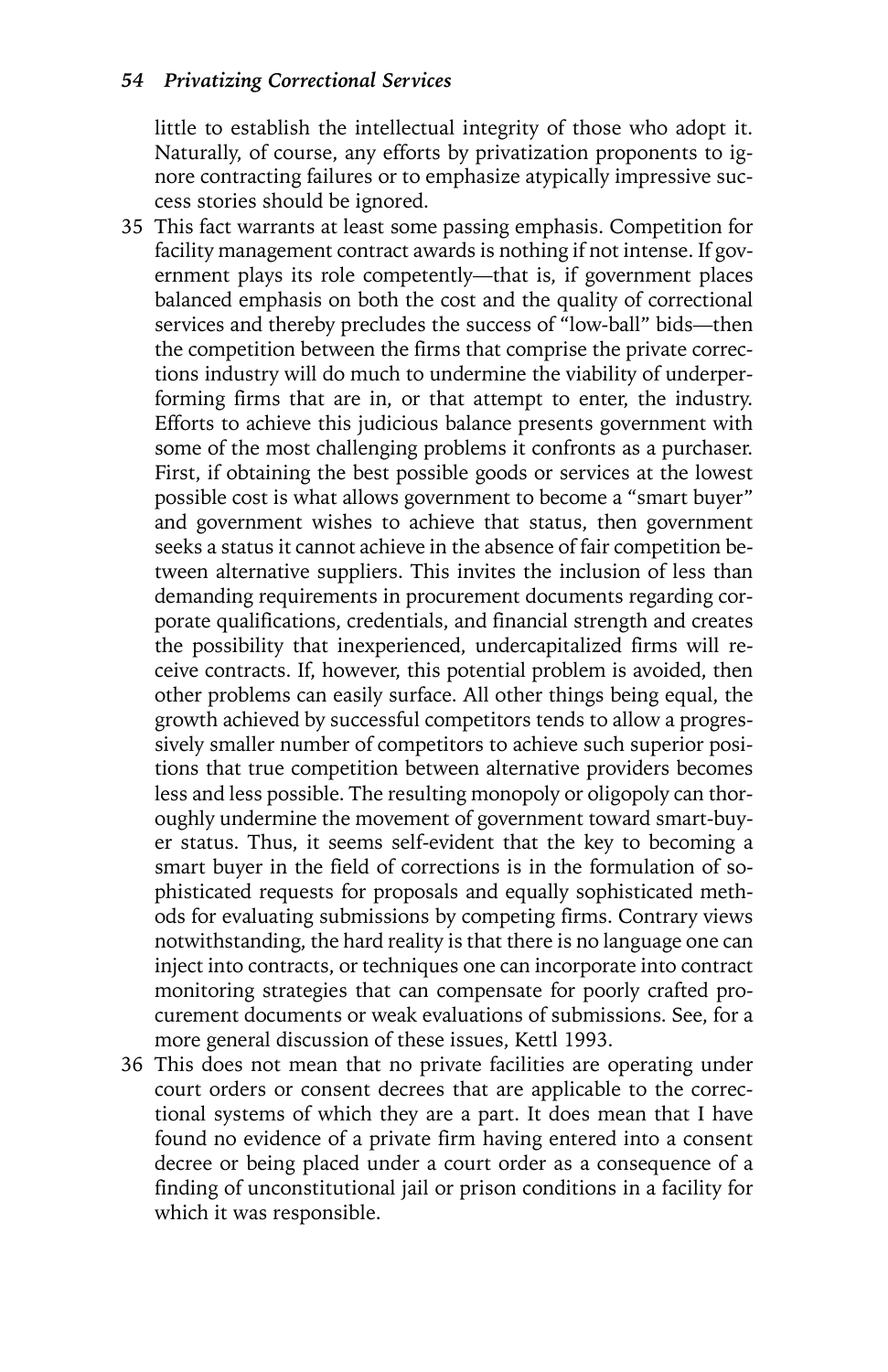little to establish the intellectual integrity of those who adopt it. Naturally, of course, any efforts by privatization proponents to ignore contracting failures or to emphasize atypically impressive success stories should be ignored.

35 This fact warrants at least some passing emphasis. Competition for facility management contract awards is nothing if not intense. If government plays its role competently—that is, if government places balanced emphasis on both the cost and the quality of correctional services and thereby precludes the success of "low-ball" bids—then the competition between the firms that comprise the private corrections industry will do much to undermine the viability of underperforming firms that are in, or that attempt to enter, the industry. Efforts to achieve this judicious balance presents government with some of the most challenging problems it confronts as a purchaser. First, if obtaining the best possible goods or services at the lowest possible cost is what allows government to become a "smart buyer" and government wishes to achieve that status, then government seeks a status it cannot achieve in the absence of fair competition between alternative suppliers. This invites the inclusion of less than demanding requirements in procurement documents regarding corporate qualifications, credentials, and financial strength and creates the possibility that inexperienced, undercapitalized firms will receive contracts. If, however, this potential problem is avoided, then other problems can easily surface. All other things being equal, the growth achieved by successful competitors tends to allow a progressively smaller number of competitors to achieve such superior positions that true competition between alternative providers becomes less and less possible. The resulting monopoly or oligopoly can thoroughly undermine the movement of government toward smart-buyer status. Thus, it seems self-evident that the key to becoming a smart buyer in the field of corrections is in the formulation of sophisticated requests for proposals and equally sophisticated methods for evaluating submissions by competing firms. Contrary views notwithstanding, the hard reality is that there is no language one can inject into contracts, or techniques one can incorporate into contract monitoring strategies that can compensate for poorly crafted procurement documents or weak evaluations of submissions. See, for a more general discussion of these issues, Kettl 1993.

36 This does not mean that no private facilities are operating under court orders or consent decrees that are applicable to the correctional systems of which they are a part. It does mean that I have found no evidence of a private firm having entered into a consent decree or being placed under a court order as a consequence of a finding of unconstitutional jail or prison conditions in a facility for which it was responsible.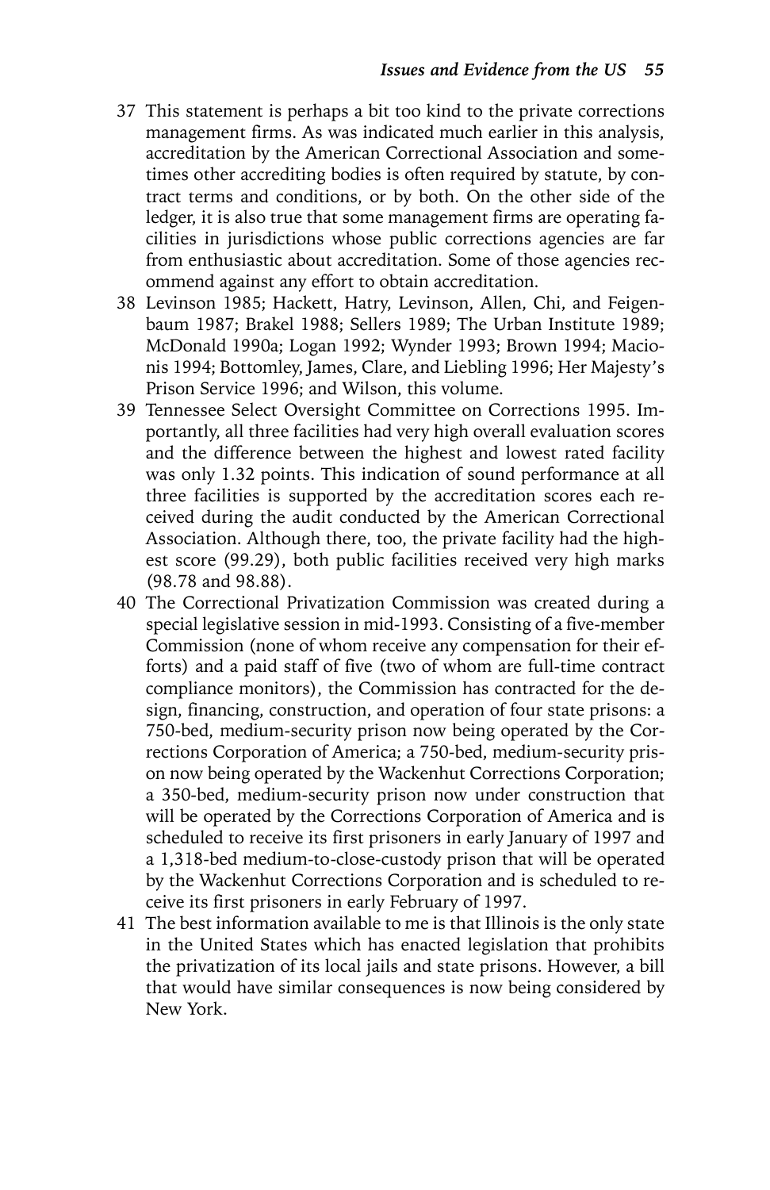37 This statement is perhaps a bit too kind to the private corrections management firms. As was indicated much earlier in this analysis, accreditation by the American Correctional Association and sometimes other accrediting bodies is often required by statute, by contract terms and conditions, or by both. On the other side of the ledger, it is also true that some management firms are operating facilities in jurisdictions whose public corrections agencies are far from enthusiastic about accreditation. Some of those agencies recommend against any effort to obtain accreditation.

38 Levinson 1985; Hackett, Hatry, Levinson, Allen, Chi, and Feigenbaum 1987; Brakel 1988; Sellers 1989; The Urban Institute 1989; McDonald 1990a; Logan 1992; Wynder 1993; Brown 1994; Macionis 1994; Bottomley, James, Clare, and Liebling 1996; Her Majesty's Prison Service 1996; and Wilson, this volume.

39 Tennessee Select Oversight Committee on Corrections 1995. Importantly, all three facilities had very high overall evaluation scores and the difference between the highest and lowest rated facility was only 1.32 points. This indication of sound performance at all three facilities is supported by the accreditation scores each received during the audit conducted by the American Correctional Association. Although there, too, the private facility had the highest score (99.29), both public facilities received very high marks (98.78 and 98.88).

40 The Correctional Privatization Commission was created during a special legislative session in mid-1993. Consisting of a five-member Commission (none of whom receive any compensation for their efforts) and a paid staff of five (two of whom are full-time contract compliance monitors), the Commission has contracted for the design, financing, construction, and operation of four state prisons: a 750-bed, medium-security prison now being operated by the Corrections Corporation of America; a 750-bed, medium-security prison now being operated by the Wackenhut Corrections Corporation; a 350-bed, medium-security prison now under construction that will be operated by the Corrections Corporation of America and is scheduled to receive its first prisoners in early January of 1997 and a 1,318-bed medium-to-close-custody prison that will be operated by the Wackenhut Corrections Corporation and is scheduled to receive its first prisoners in early February of 1997.

41 The best information available to me is that Illinois is the only state in the United States which has enacted legislation that prohibits the privatization of its local jails and state prisons. However, a bill that would have similar consequences is now being considered by New York.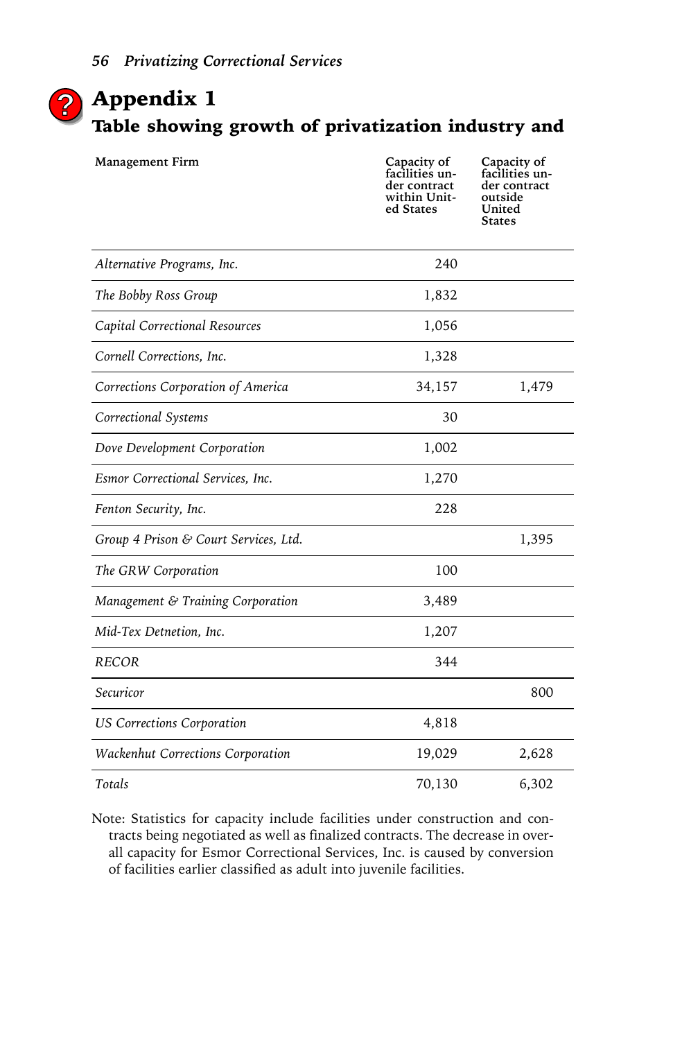# Appendix 1

## Table showing growth of privatization industry and

| Management Firm | Capacity of facilities under contract within United States | Capacity of facilities under contract outside United States |
|---|---|---|
| *Alternative Programs, Inc.* | 240 | |
| *The Bobby Ross Group* | 1,832 | |
| *Capital Correctional Resources* | 1,056 | |
| *Cornell Corrections, Inc.* | 1,328 | |
| *Corrections Corporation of America* | 34,157 | 1,479 |
| *Correctional Systems* | 30 | |
| *Dove Development Corporation* | 1,002 | |
| *Esmor Correctional Services, Inc.* | 1,270 | |
| *Fenton Security, Inc.* | 228 | |
| *Group 4 Prison & Court Services, Ltd.* | | 1,395 |
| *The GRW Corporation* | 100 | |
| *Management & Training Corporation* | 3,489 | |
| *Mid-Tex Detnetion, Inc.* | 1,207 | |
| *RECOR* | 344 | |
| *Securicor* | | 800 |
| *US Corrections Corporation* | 4,818 | |
| *Wackenhut Corrections Corporation* | 19,029 | 2,628 |
| *Totals* | 70,130 | 6,302 |

Note: Statistics for capacity include facilities under construction and contracts being negotiated as well as finalized contracts. The decrease in overall capacity for Esmor Correctional Services, Inc. is caused by conversion of facilities earlier classified as adult into juvenile facilities.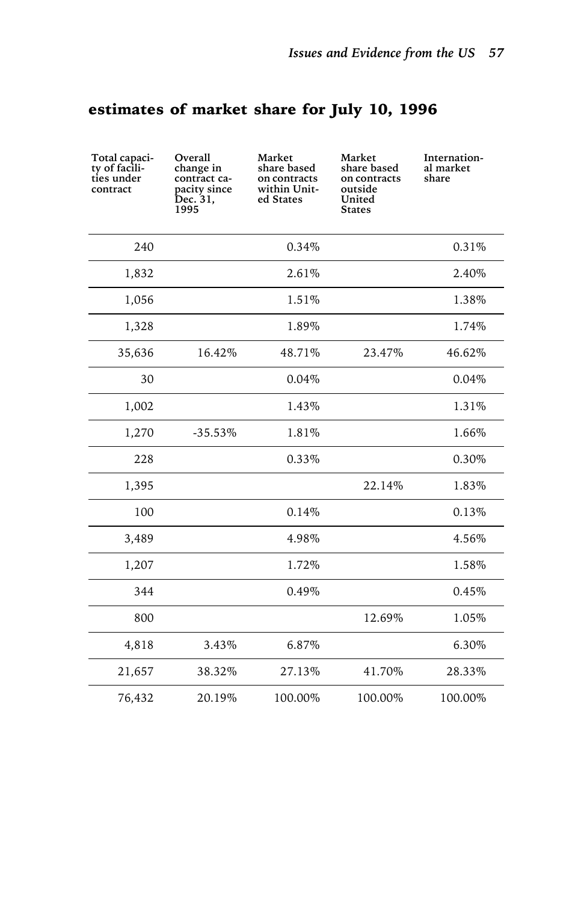## estimates of market share for July 10, 1996

| Total capacity of facilities under contract | Overall change in contract capacity since Dec. 31, 1995 | Market share based on contracts within United States | Market share based on contracts outside United States | International market share |
|---|---|---|---|---|
| 240 | | 0.34% | | 0.31% |
| 1,832 | | 2.61% | | 2.40% |
| 1,056 | | 1.51% | | 1.38% |
| 1,328 | | 1.89% | | 1.74% |
| 35,636 | 16.42% | 48.71% | 23.47% | 46.62% |
| 30 | | 0.04% | | 0.04% |
| 1,002 | | 1.43% | | 1.31% |
| 1,270 | -35.53% | 1.81% | | 1.66% |
| 228 | | 0.33% | | 0.30% |
| 1,395 | | | 22.14% | 1.83% |
| 100 | | 0.14% | | 0.13% |
| 3,489 | | 4.98% | | 4.56% |
| 1,207 | | 1.72% | | 1.58% |
| 344 | | 0.49% | | 0.45% |
| 800 | | | 12.69% | 1.05% |
| 4,818 | 3.43% | 6.87% | | 6.30% |
| 21,657 | 38.32% | 27.13% | 41.70% | 28.33% |
| 76,432 | 20.19% | 100.00% | 100.00% | 100.00% |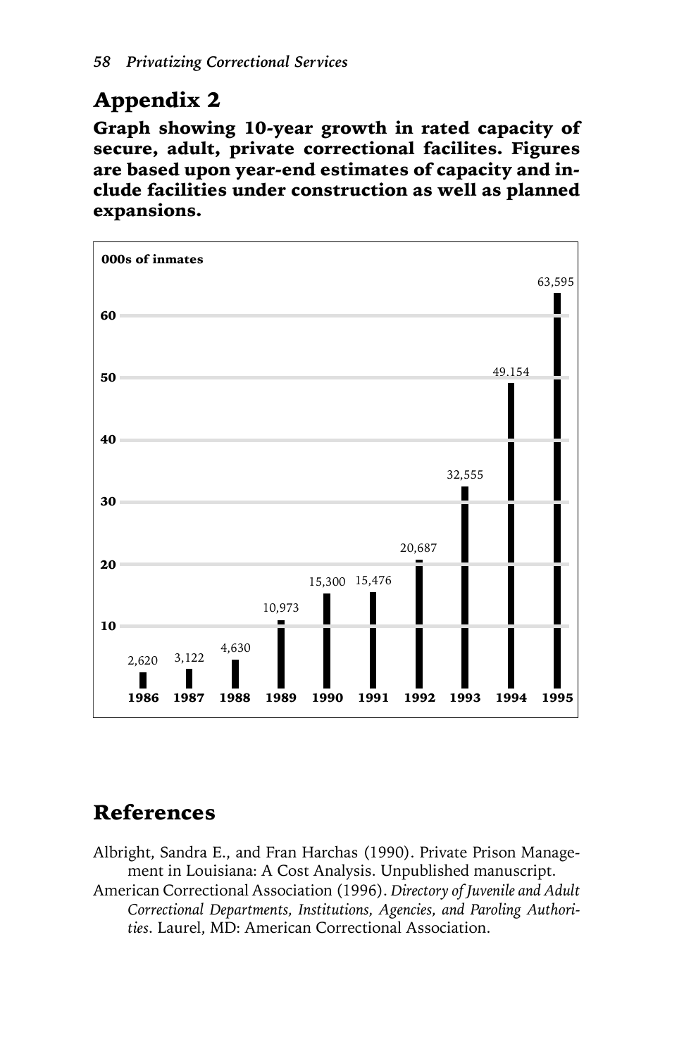## Appendix 2

**Graph showing 10-year growth in rated capacity of secure, adult, private correctional facilites. Figures are based upon year-end estimates of capacity and include facilities under construction as well as planned expansions.**

| Year | 000s of inmates |
|---|---|
| 1986 | 2,620 |
| 1987 | 3,122 |
| 1988 | 4,630 |
| 1989 | 10,973 |
| 1990 | 15,300 |
| 1991 | 15,476 |
| 1992 | 20,687 |
| 1993 | 32,555 |
| 1994 | 49.154 |
| 1995 | 63,595 |

## References

Albright, Sandra E., and Fran Harchas (1990). Private Prison Management in Louisiana: A Cost Analysis. Unpublished manuscript.

American Correctional Association (1996). *Directory of Juvenile and Adult Correctional Departments, Institutions, Agencies, and Paroling Authorities*. Laurel, MD: American Correctional Association.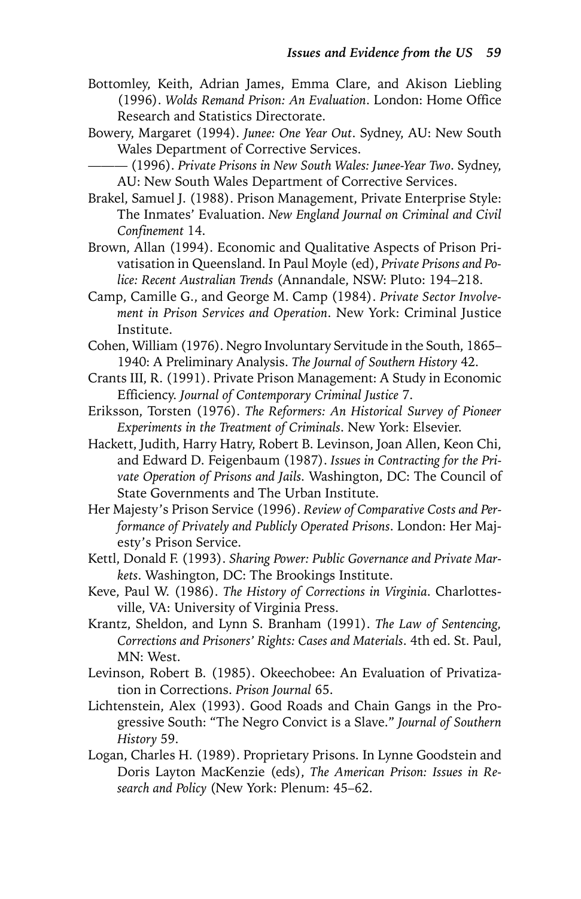Bottomley, Keith, Adrian James, Emma Clare, and Akison Liebling (1996). *Wolds Remand Prison: An Evaluation*. London: Home Office Research and Statistics Directorate.

Bowery, Margaret (1994). *Junee: One Year Out*. Sydney, AU: New South Wales Department of Corrective Services.

——— (1996). *Private Prisons in New South Wales: Junee-Year Two*. Sydney, AU: New South Wales Department of Corrective Services.

Brakel, Samuel J. (1988). Prison Management, Private Enterprise Style: The Inmates' Evaluation. *New England Journal on Criminal and Civil Confinement* 14.

Brown, Allan (1994). Economic and Qualitative Aspects of Prison Privatisation in Queensland. In Paul Moyle (ed), *Private Prisons and Police: Recent Australian Trends* (Annandale, NSW: Pluto: 194–218.

Camp, Camille G., and George M. Camp (1984). *Private Sector Involvement in Prison Services and Operation*. New York: Criminal Justice Institute.

Cohen, William (1976). Negro Involuntary Servitude in the South, 1865–1940: A Preliminary Analysis. *The Journal of Southern History* 42.

Crants III, R. (1991). Private Prison Management: A Study in Economic Efficiency. *Journal of Contemporary Criminal Justice* 7.

Eriksson, Torsten (1976). *The Reformers: An Historical Survey of Pioneer Experiments in the Treatment of Criminals*. New York: Elsevier.

Hackett, Judith, Harry Hatry, Robert B. Levinson, Joan Allen, Keon Chi, and Edward D. Feigenbaum (1987). *Issues in Contracting for the Private Operation of Prisons and Jails*. Washington, DC: The Council of State Governments and The Urban Institute.

Her Majesty's Prison Service (1996). *Review of Comparative Costs and Performance of Privately and Publicly Operated Prisons*. London: Her Majesty's Prison Service.

Kettl, Donald F. (1993). *Sharing Power: Public Governance and Private Markets*. Washington, DC: The Brookings Institute.

Keve, Paul W. (1986). *The History of Corrections in Virginia*. Charlottesville, VA: University of Virginia Press.

Krantz, Sheldon, and Lynn S. Branham (1991). *The Law of Sentencing, Corrections and Prisoners' Rights: Cases and Materials*. 4th ed. St. Paul, MN: West.

Levinson, Robert B. (1985). Okeechobee: An Evaluation of Privatization in Corrections. *Prison Journal* 65.

Lichtenstein, Alex (1993). Good Roads and Chain Gangs in the Progressive South: "The Negro Convict is a Slave." *Journal of Southern History* 59.

Logan, Charles H. (1989). Proprietary Prisons. In Lynne Goodstein and Doris Layton MacKenzie (eds), *The American Prison: Issues in Research and Policy* (New York: Plenum: 45–62.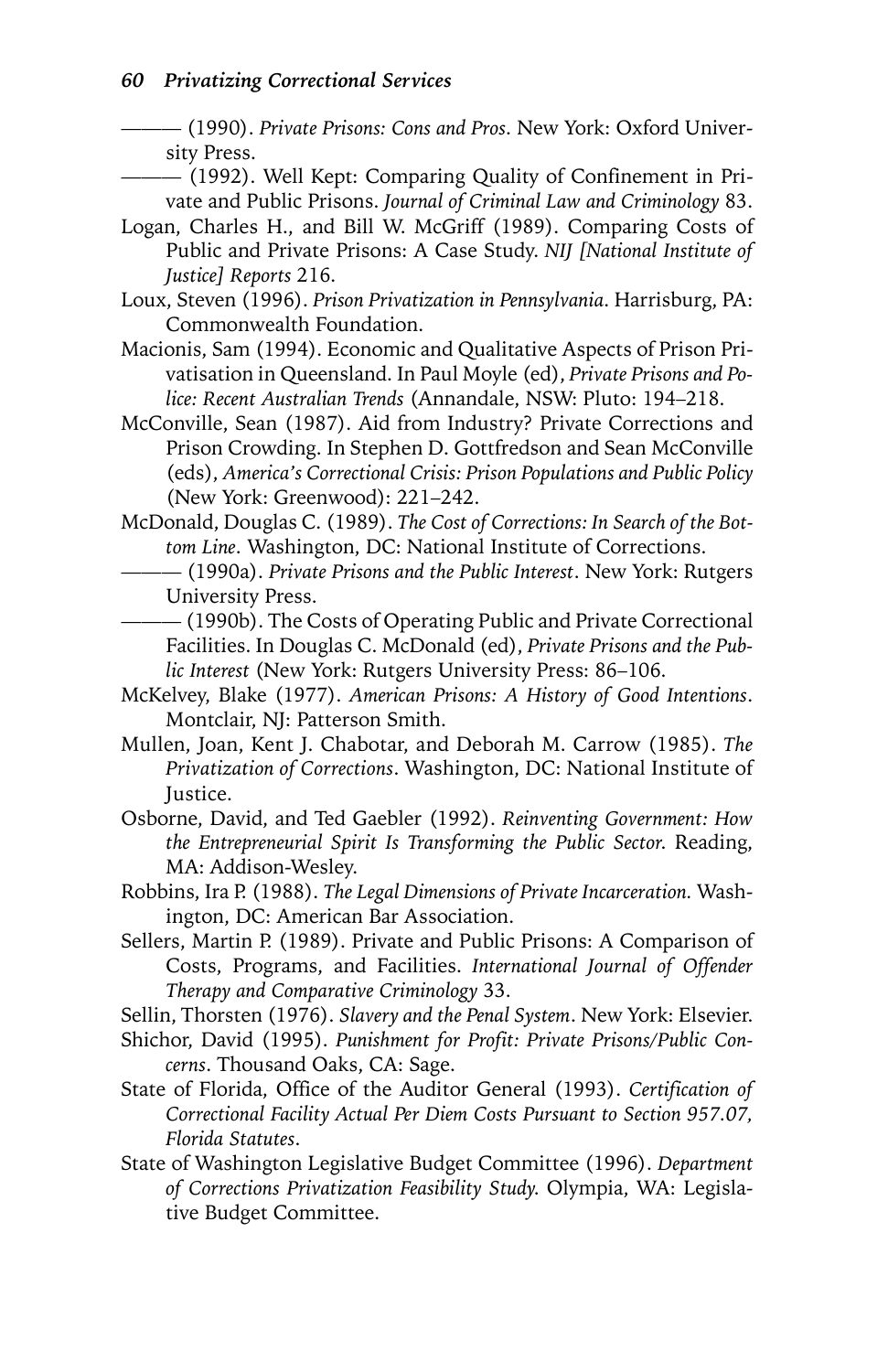——— (1990). *Private Prisons: Cons and Pros*. New York: Oxford University Press.

——— (1992). Well Kept: Comparing Quality of Confinement in Private and Public Prisons. *Journal of Criminal Law and Criminology* 83.

Logan, Charles H., and Bill W. McGriff (1989). Comparing Costs of Public and Private Prisons: A Case Study. *NIJ [National Institute of Justice] Reports* 216.

Loux, Steven (1996). *Prison Privatization in Pennsylvania*. Harrisburg, PA: Commonwealth Foundation.

Macionis, Sam (1994). Economic and Qualitative Aspects of Prison Privatisation in Queensland. In Paul Moyle (ed), *Private Prisons and Police: Recent Australian Trends* (Annandale, NSW: Pluto: 194–218.

McConville, Sean (1987). Aid from Industry? Private Corrections and Prison Crowding. In Stephen D. Gottfredson and Sean McConville (eds), *America's Correctional Crisis: Prison Populations and Public Policy* (New York: Greenwood): 221–242.

McDonald, Douglas C. (1989). *The Cost of Corrections: In Search of the Bottom Line*. Washington, DC: National Institute of Corrections.

——— (1990a). *Private Prisons and the Public Interest*. New York: Rutgers University Press.

——— (1990b). The Costs of Operating Public and Private Correctional Facilities. In Douglas C. McDonald (ed), *Private Prisons and the Public Interest* (New York: Rutgers University Press: 86–106.

McKelvey, Blake (1977). *American Prisons: A History of Good Intentions*. Montclair, NJ: Patterson Smith.

Mullen, Joan, Kent J. Chabotar, and Deborah M. Carrow (1985). *The Privatization of Corrections*. Washington, DC: National Institute of Justice.

Osborne, David, and Ted Gaebler (1992). *Reinventing Government: How the Entrepreneurial Spirit Is Transforming the Public Sector.* Reading, MA: Addison-Wesley.

Robbins, Ira P. (1988). *The Legal Dimensions of Private Incarceration.* Washington, DC: American Bar Association.

Sellers, Martin P. (1989). Private and Public Prisons: A Comparison of Costs, Programs, and Facilities. *International Journal of Offender Therapy and Comparative Criminology* 33.

Sellin, Thorsten (1976). *Slavery and the Penal System*. New York: Elsevier.

Shichor, David (1995). *Punishment for Profit: Private Prisons/Public Concerns*. Thousand Oaks, CA: Sage.

State of Florida, Office of the Auditor General (1993). *Certification of Correctional Facility Actual Per Diem Costs Pursuant to Section 957.07, Florida Statutes*.

State of Washington Legislative Budget Committee (1996). *Department of Corrections Privatization Feasibility Study.* Olympia, WA: Legislative Budget Committee.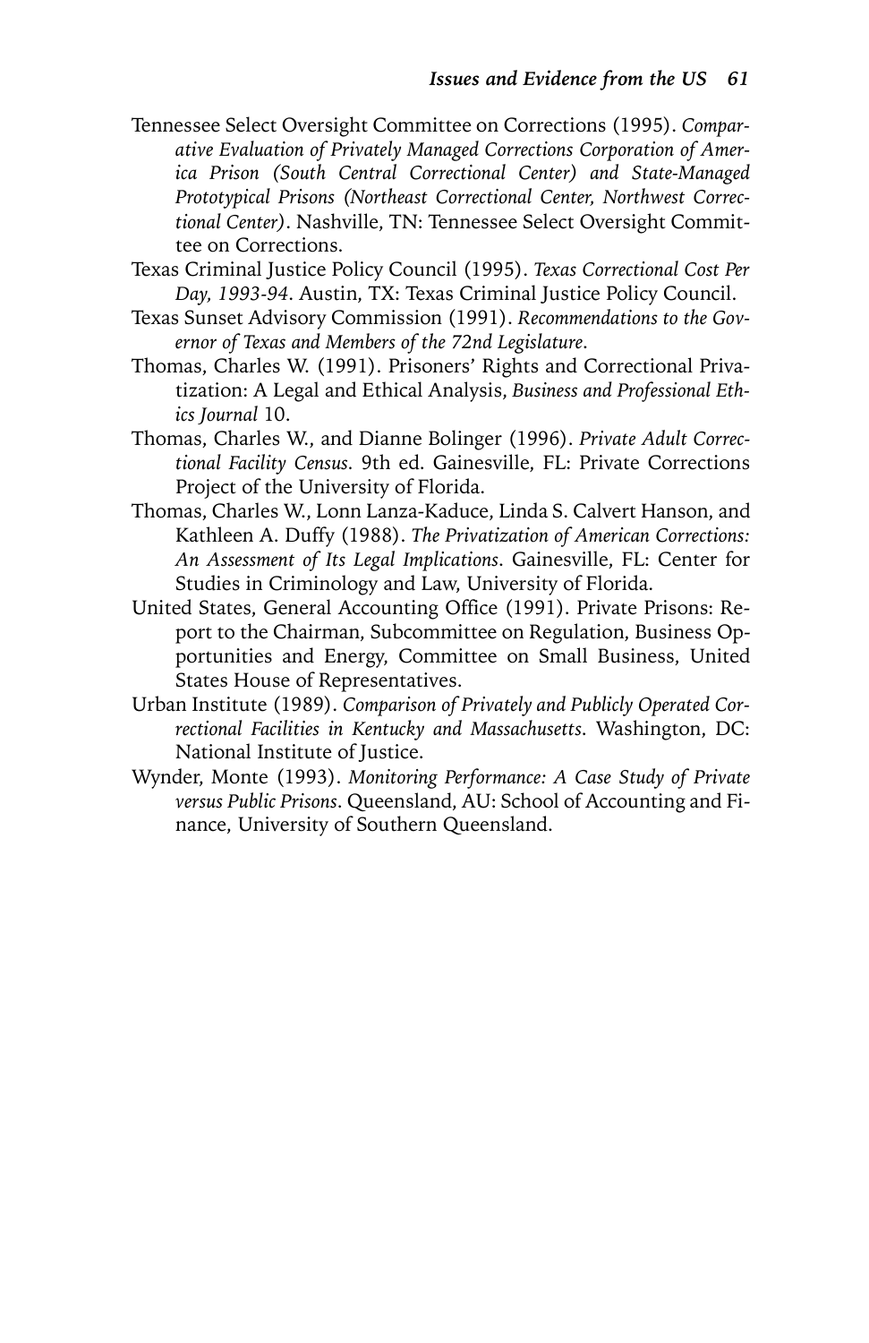Tennessee Select Oversight Committee on Corrections (1995). *Comparative Evaluation of Privately Managed Corrections Corporation of America Prison (South Central Correctional Center) and State-Managed Prototypical Prisons (Northeast Correctional Center, Northwest Correctional Center)*. Nashville, TN: Tennessee Select Oversight Committee on Corrections.

Texas Criminal Justice Policy Council (1995). *Texas Correctional Cost Per Day, 1993-94*. Austin, TX: Texas Criminal Justice Policy Council.

Texas Sunset Advisory Commission (1991). *Recommendations to the Governor of Texas and Members of the 72nd Legislature*.

Thomas, Charles W. (1991). Prisoners' Rights and Correctional Privatization: A Legal and Ethical Analysis, *Business and Professional Ethics Journal* 10.

Thomas, Charles W., and Dianne Bolinger (1996). *Private Adult Correctional Facility Census*. 9th ed. Gainesville, FL: Private Corrections Project of the University of Florida.

Thomas, Charles W., Lonn Lanza-Kaduce, Linda S. Calvert Hanson, and Kathleen A. Duffy (1988). *The Privatization of American Corrections: An Assessment of Its Legal Implications*. Gainesville, FL: Center for Studies in Criminology and Law, University of Florida.

United States, General Accounting Office (1991). Private Prisons: Report to the Chairman, Subcommittee on Regulation, Business Opportunities and Energy, Committee on Small Business, United States House of Representatives.

Urban Institute (1989). *Comparison of Privately and Publicly Operated Correctional Facilities in Kentucky and Massachusetts*. Washington, DC: National Institute of Justice.

Wynder, Monte (1993). *Monitoring Performance: A Case Study of Private versus Public Prisons*. Queensland, AU: School of Accounting and Finance, University of Southern Queensland.